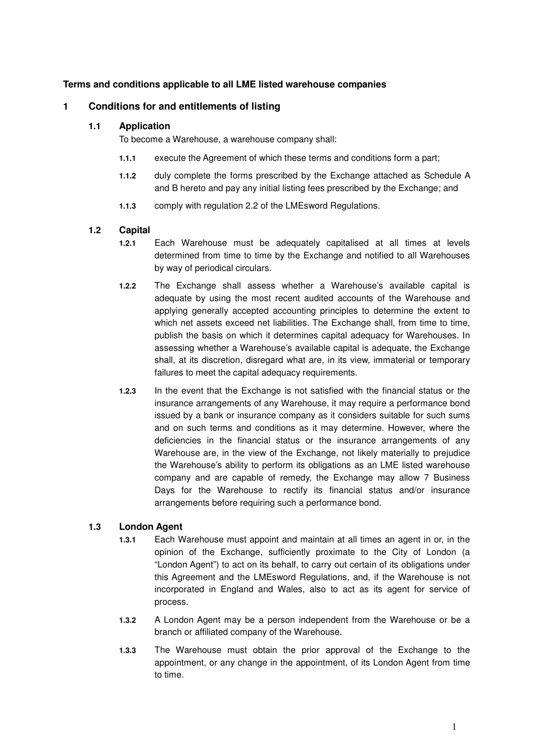**Terms and conditions applicable to all LME listed warehouse companies**

## 1 Conditions for and entitlements of listing

### 1.1 Application

To become a Warehouse, a warehouse company shall:

**1.1.1** execute the Agreement of which these terms and conditions form a part;

**1.1.2** duly complete the forms prescribed by the Exchange attached as Schedule A and B hereto and pay any initial listing fees prescribed by the Exchange; and

**1.1.3** comply with regulation 2.2 of the LMEsword Regulations.

### 1.2 Capital

**1.2.1** Each Warehouse must be adequately capitalised at all times at levels determined from time to time by the Exchange and notified to all Warehouses by way of periodical circulars.

**1.2.2** The Exchange shall assess whether a Warehouse's available capital is adequate by using the most recent audited accounts of the Warehouse and applying generally accepted accounting principles to determine the extent to which net assets exceed net liabilities. The Exchange shall, from time to time, publish the basis on which it determines capital adequacy for Warehouses. In assessing whether a Warehouse's available capital is adequate, the Exchange shall, at its discretion, disregard what are, in its view, immaterial or temporary failures to meet the capital adequacy requirements.

**1.2.3** In the event that the Exchange is not satisfied with the financial status or the insurance arrangements of any Warehouse, it may require a performance bond issued by a bank or insurance company as it considers suitable for such sums and on such terms and conditions as it may determine. However, where the deficiencies in the financial status or the insurance arrangements of any Warehouse are, in the view of the Exchange, not likely materially to prejudice the Warehouse's ability to perform its obligations as an LME listed warehouse company and are capable of remedy, the Exchange may allow 7 Business Days for the Warehouse to rectify its financial status and/or insurance arrangements before requiring such a performance bond.

### 1.3 London Agent

**1.3.1** Each Warehouse must appoint and maintain at all times an agent in or, in the opinion of the Exchange, sufficiently proximate to the City of London (a "London Agent") to act on its behalf, to carry out certain of its obligations under this Agreement and the LMEsword Regulations, and, if the Warehouse is not incorporated in England and Wales, also to act as its agent for service of process.

**1.3.2** A London Agent may be a person independent from the Warehouse or be a branch or affiliated company of the Warehouse.

**1.3.3** The Warehouse must obtain the prior approval of the Exchange to the appointment, or any change in the appointment, of its London Agent from time to time.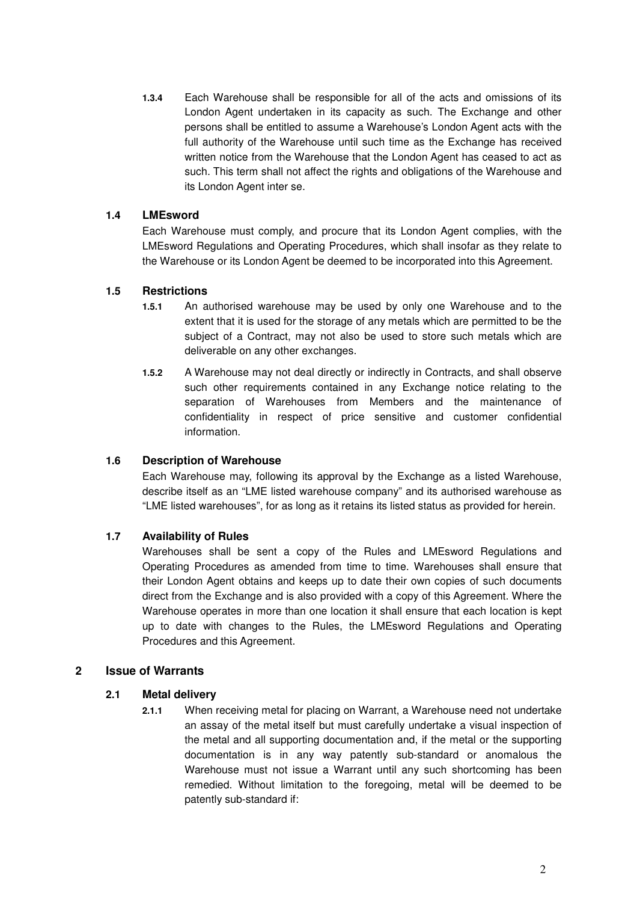**1.3.4** Each Warehouse shall be responsible for all of the acts and omissions of its London Agent undertaken in its capacity as such. The Exchange and other persons shall be entitled to assume a Warehouse's London Agent acts with the full authority of the Warehouse until such time as the Exchange has received written notice from the Warehouse that the London Agent has ceased to act as such. This term shall not affect the rights and obligations of the Warehouse and its London Agent inter se.

### 1.4 LMEsword

Each Warehouse must comply, and procure that its London Agent complies, with the LMEsword Regulations and Operating Procedures, which shall insofar as they relate to the Warehouse or its London Agent be deemed to be incorporated into this Agreement.

### 1.5 Restrictions

**1.5.1** An authorised warehouse may be used by only one Warehouse and to the extent that it is used for the storage of any metals which are permitted to be the subject of a Contract, may not also be used to store such metals which are deliverable on any other exchanges.

**1.5.2** A Warehouse may not deal directly or indirectly in Contracts, and shall observe such other requirements contained in any Exchange notice relating to the separation of Warehouses from Members and the maintenance of confidentiality in respect of price sensitive and customer confidential information.

### 1.6 Description of Warehouse

Each Warehouse may, following its approval by the Exchange as a listed Warehouse, describe itself as an "LME listed warehouse company" and its authorised warehouse as "LME listed warehouses", for as long as it retains its listed status as provided for herein.

### 1.7 Availability of Rules

Warehouses shall be sent a copy of the Rules and LMEsword Regulations and Operating Procedures as amended from time to time. Warehouses shall ensure that their London Agent obtains and keeps up to date their own copies of such documents direct from the Exchange and is also provided with a copy of this Agreement. Where the Warehouse operates in more than one location it shall ensure that each location is kept up to date with changes to the Rules, the LMEsword Regulations and Operating Procedures and this Agreement.

## 2 Issue of Warrants

### 2.1 Metal delivery

**2.1.1** When receiving metal for placing on Warrant, a Warehouse need not undertake an assay of the metal itself but must carefully undertake a visual inspection of the metal and all supporting documentation and, if the metal or the supporting documentation is in any way patently sub-standard or anomalous the Warehouse must not issue a Warrant until any such shortcoming has been remedied. Without limitation to the foregoing, metal will be deemed to be patently sub-standard if: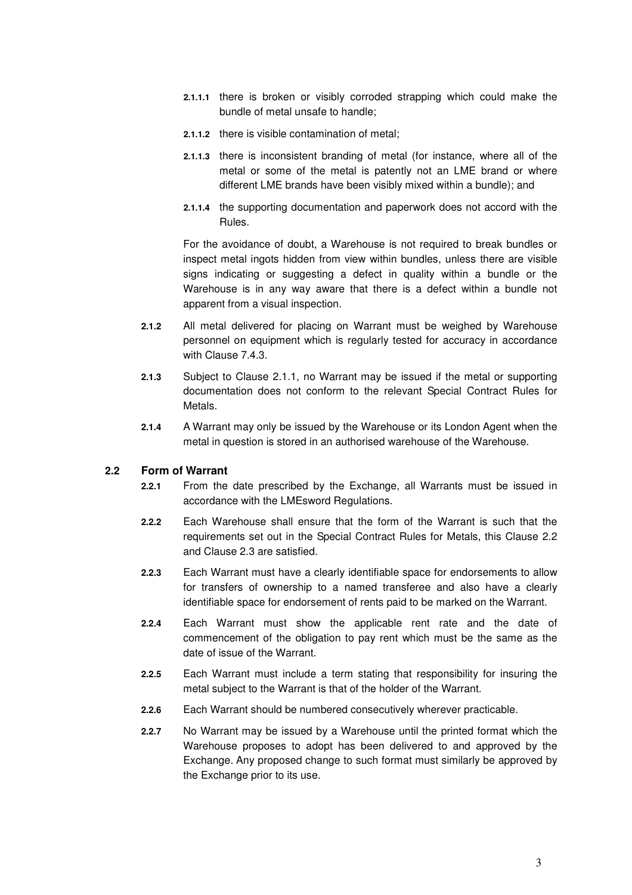**2.1.1.1** there is broken or visibly corroded strapping which could make the bundle of metal unsafe to handle;

**2.1.1.2** there is visible contamination of metal;

**2.1.1.3** there is inconsistent branding of metal (for instance, where all of the metal or some of the metal is patently not an LME brand or where different LME brands have been visibly mixed within a bundle); and

**2.1.1.4** the supporting documentation and paperwork does not accord with the Rules.

For the avoidance of doubt, a Warehouse is not required to break bundles or inspect metal ingots hidden from view within bundles, unless there are visible signs indicating or suggesting a defect in quality within a bundle or the Warehouse is in any way aware that there is a defect within a bundle not apparent from a visual inspection.

**2.1.2** All metal delivered for placing on Warrant must be weighed by Warehouse personnel on equipment which is regularly tested for accuracy in accordance with Clause 7.4.3.

**2.1.3** Subject to Clause 2.1.1, no Warrant may be issued if the metal or supporting documentation does not conform to the relevant Special Contract Rules for Metals.

**2.1.4** A Warrant may only be issued by the Warehouse or its London Agent when the metal in question is stored in an authorised warehouse of the Warehouse.

### 2.2 Form of Warrant

**2.2.1** From the date prescribed by the Exchange, all Warrants must be issued in accordance with the LMEsword Regulations.

**2.2.2** Each Warehouse shall ensure that the form of the Warrant is such that the requirements set out in the Special Contract Rules for Metals, this Clause 2.2 and Clause 2.3 are satisfied.

**2.2.3** Each Warrant must have a clearly identifiable space for endorsements to allow for transfers of ownership to a named transferee and also have a clearly identifiable space for endorsement of rents paid to be marked on the Warrant.

**2.2.4** Each Warrant must show the applicable rent rate and the date of commencement of the obligation to pay rent which must be the same as the date of issue of the Warrant.

**2.2.5** Each Warrant must include a term stating that responsibility for insuring the metal subject to the Warrant is that of the holder of the Warrant.

**2.2.6** Each Warrant should be numbered consecutively wherever practicable.

**2.2.7** No Warrant may be issued by a Warehouse until the printed format which the Warehouse proposes to adopt has been delivered to and approved by the Exchange. Any proposed change to such format must similarly be approved by the Exchange prior to its use.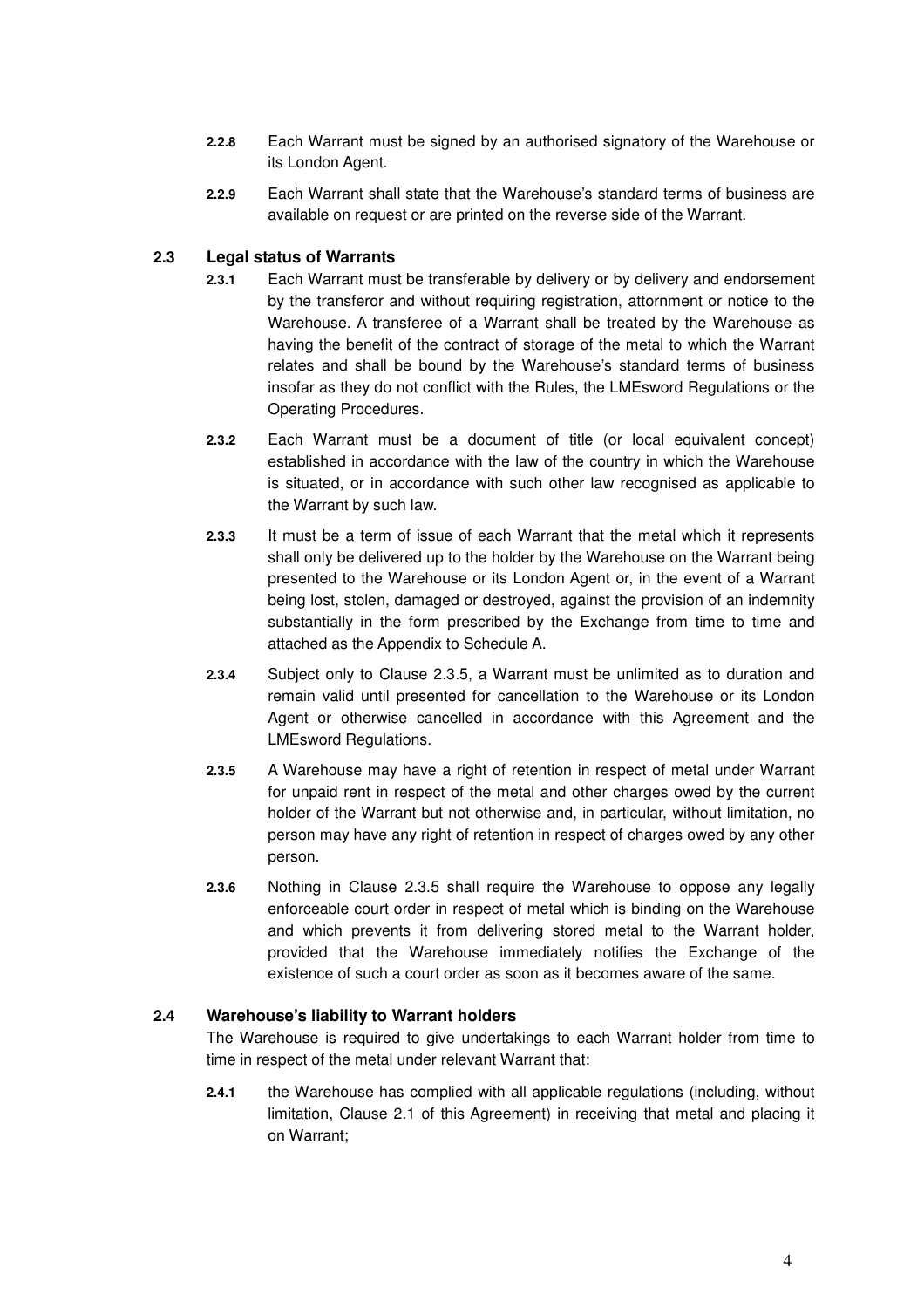**2.2.8** Each Warrant must be signed by an authorised signatory of the Warehouse or its London Agent.

**2.2.9** Each Warrant shall state that the Warehouse's standard terms of business are available on request or are printed on the reverse side of the Warrant.

### 2.3 Legal status of Warrants

**2.3.1** Each Warrant must be transferable by delivery or by delivery and endorsement by the transferor and without requiring registration, attornment or notice to the Warehouse. A transferee of a Warrant shall be treated by the Warehouse as having the benefit of the contract of storage of the metal to which the Warrant relates and shall be bound by the Warehouse's standard terms of business insofar as they do not conflict with the Rules, the LMEsword Regulations or the Operating Procedures.

**2.3.2** Each Warrant must be a document of title (or local equivalent concept) established in accordance with the law of the country in which the Warehouse is situated, or in accordance with such other law recognised as applicable to the Warrant by such law.

**2.3.3** It must be a term of issue of each Warrant that the metal which it represents shall only be delivered up to the holder by the Warehouse on the Warrant being presented to the Warehouse or its London Agent or, in the event of a Warrant being lost, stolen, damaged or destroyed, against the provision of an indemnity substantially in the form prescribed by the Exchange from time to time and attached as the Appendix to Schedule A.

**2.3.4** Subject only to Clause 2.3.5, a Warrant must be unlimited as to duration and remain valid until presented for cancellation to the Warehouse or its London Agent or otherwise cancelled in accordance with this Agreement and the LMEsword Regulations.

**2.3.5** A Warehouse may have a right of retention in respect of metal under Warrant for unpaid rent in respect of the metal and other charges owed by the current holder of the Warrant but not otherwise and, in particular, without limitation, no person may have any right of retention in respect of charges owed by any other person.

**2.3.6** Nothing in Clause 2.3.5 shall require the Warehouse to oppose any legally enforceable court order in respect of metal which is binding on the Warehouse and which prevents it from delivering stored metal to the Warrant holder, provided that the Warehouse immediately notifies the Exchange of the existence of such a court order as soon as it becomes aware of the same.

### 2.4 Warehouse's liability to Warrant holders

The Warehouse is required to give undertakings to each Warrant holder from time to time in respect of the metal under relevant Warrant that:

**2.4.1** the Warehouse has complied with all applicable regulations (including, without limitation, Clause 2.1 of this Agreement) in receiving that metal and placing it on Warrant;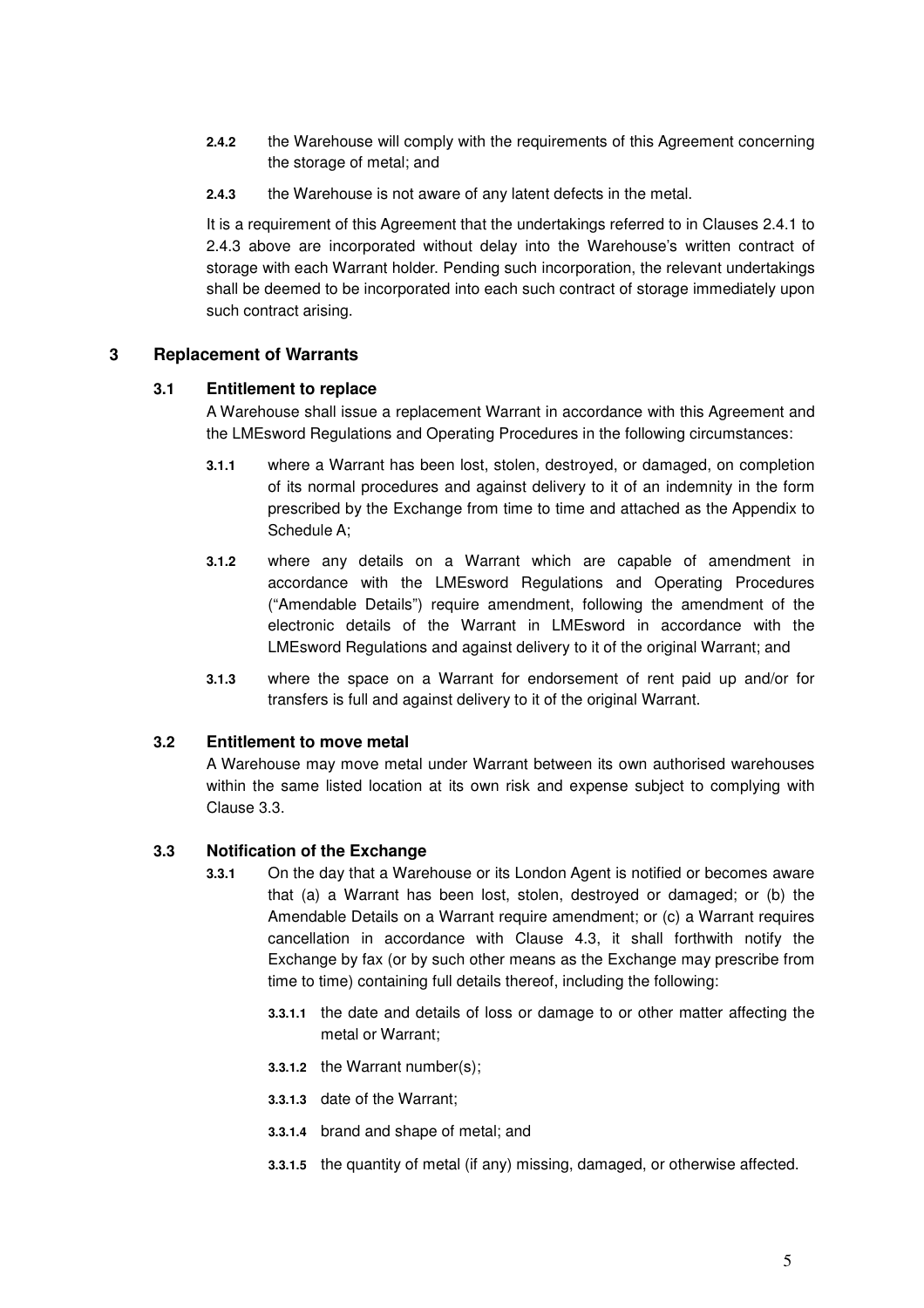**2.4.2** the Warehouse will comply with the requirements of this Agreement concerning the storage of metal; and

**2.4.3** the Warehouse is not aware of any latent defects in the metal.

It is a requirement of this Agreement that the undertakings referred to in Clauses 2.4.1 to 2.4.3 above are incorporated without delay into the Warehouse's written contract of storage with each Warrant holder. Pending such incorporation, the relevant undertakings shall be deemed to be incorporated into each such contract of storage immediately upon such contract arising.

## 3 Replacement of Warrants

### 3.1 Entitlement to replace

A Warehouse shall issue a replacement Warrant in accordance with this Agreement and the LMEsword Regulations and Operating Procedures in the following circumstances:

**3.1.1** where a Warrant has been lost, stolen, destroyed, or damaged, on completion of its normal procedures and against delivery to it of an indemnity in the form prescribed by the Exchange from time to time and attached as the Appendix to Schedule A;

**3.1.2** where any details on a Warrant which are capable of amendment in accordance with the LMEsword Regulations and Operating Procedures ("Amendable Details") require amendment, following the amendment of the electronic details of the Warrant in LMEsword in accordance with the LMEsword Regulations and against delivery to it of the original Warrant; and

**3.1.3** where the space on a Warrant for endorsement of rent paid up and/or for transfers is full and against delivery to it of the original Warrant.

### 3.2 Entitlement to move metal

A Warehouse may move metal under Warrant between its own authorised warehouses within the same listed location at its own risk and expense subject to complying with Clause 3.3.

### 3.3 Notification of the Exchange

**3.3.1** On the day that a Warehouse or its London Agent is notified or becomes aware that (a) a Warrant has been lost, stolen, destroyed or damaged; or (b) the Amendable Details on a Warrant require amendment; or (c) a Warrant requires cancellation in accordance with Clause 4.3, it shall forthwith notify the Exchange by fax (or by such other means as the Exchange may prescribe from time to time) containing full details thereof, including the following:

**3.3.1.1** the date and details of loss or damage to or other matter affecting the metal or Warrant;

**3.3.1.2** the Warrant number(s);

**3.3.1.3** date of the Warrant;

**3.3.1.4** brand and shape of metal; and

**3.3.1.5** the quantity of metal (if any) missing, damaged, or otherwise affected.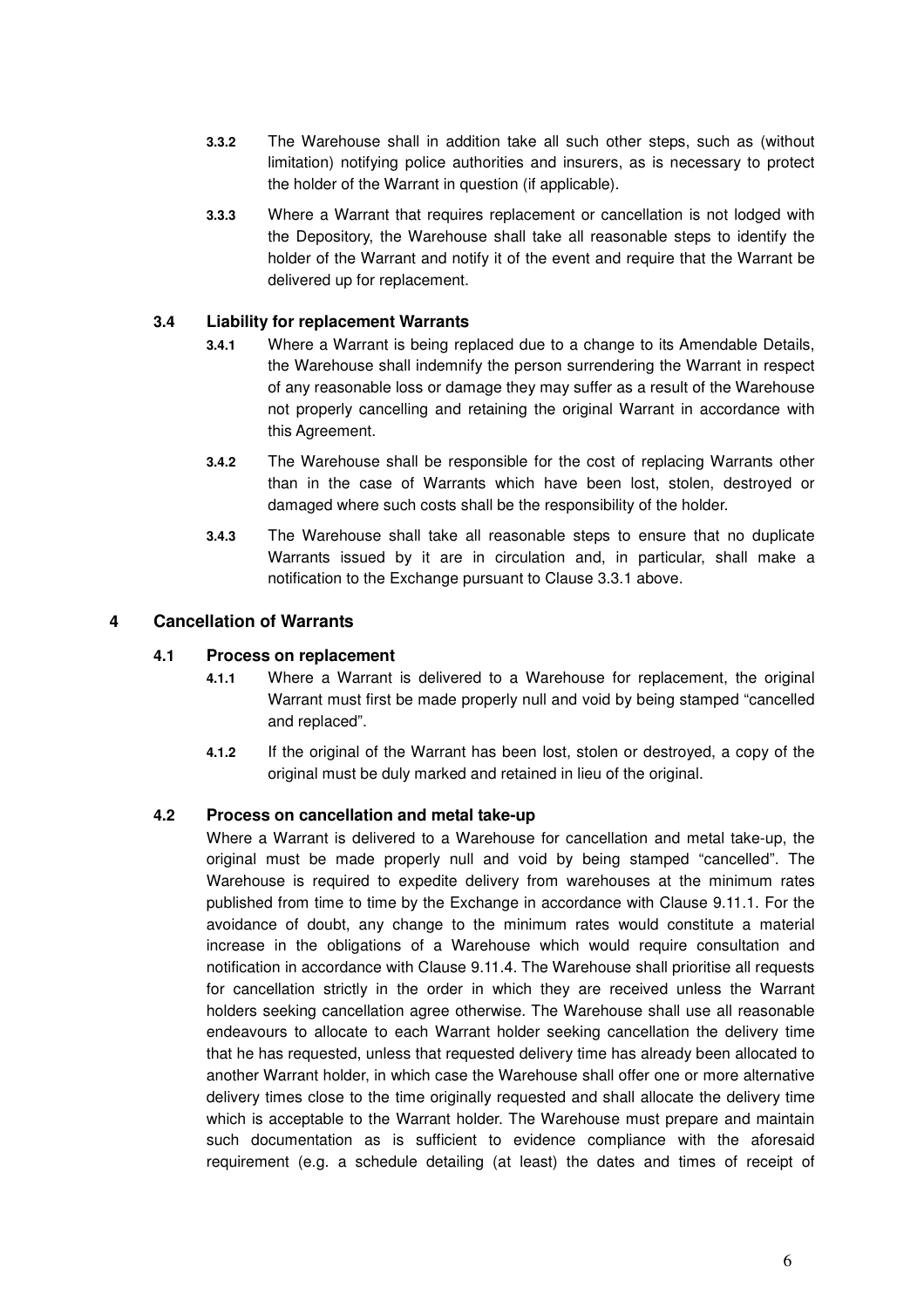**3.3.2** The Warehouse shall in addition take all such other steps, such as (without limitation) notifying police authorities and insurers, as is necessary to protect the holder of the Warrant in question (if applicable).

**3.3.3** Where a Warrant that requires replacement or cancellation is not lodged with the Depository, the Warehouse shall take all reasonable steps to identify the holder of the Warrant and notify it of the event and require that the Warrant be delivered up for replacement.

### 3.4 Liability for replacement Warrants

**3.4.1** Where a Warrant is being replaced due to a change to its Amendable Details, the Warehouse shall indemnify the person surrendering the Warrant in respect of any reasonable loss or damage they may suffer as a result of the Warehouse not properly cancelling and retaining the original Warrant in accordance with this Agreement.

**3.4.2** The Warehouse shall be responsible for the cost of replacing Warrants other than in the case of Warrants which have been lost, stolen, destroyed or damaged where such costs shall be the responsibility of the holder.

**3.4.3** The Warehouse shall take all reasonable steps to ensure that no duplicate Warrants issued by it are in circulation and, in particular, shall make a notification to the Exchange pursuant to Clause 3.3.1 above.

## 4 Cancellation of Warrants

### 4.1 Process on replacement

**4.1.1** Where a Warrant is delivered to a Warehouse for replacement, the original Warrant must first be made properly null and void by being stamped "cancelled and replaced".

**4.1.2** If the original of the Warrant has been lost, stolen or destroyed, a copy of the original must be duly marked and retained in lieu of the original.

### 4.2 Process on cancellation and metal take-up

Where a Warrant is delivered to a Warehouse for cancellation and metal take-up, the original must be made properly null and void by being stamped "cancelled". The Warehouse is required to expedite delivery from warehouses at the minimum rates published from time to time by the Exchange in accordance with Clause 9.11.1. For the avoidance of doubt, any change to the minimum rates would constitute a material increase in the obligations of a Warehouse which would require consultation and notification in accordance with Clause 9.11.4. The Warehouse shall prioritise all requests for cancellation strictly in the order in which they are received unless the Warrant holders seeking cancellation agree otherwise. The Warehouse shall use all reasonable endeavours to allocate to each Warrant holder seeking cancellation the delivery time that he has requested, unless that requested delivery time has already been allocated to another Warrant holder, in which case the Warehouse shall offer one or more alternative delivery times close to the time originally requested and shall allocate the delivery time which is acceptable to the Warrant holder. The Warehouse must prepare and maintain such documentation as is sufficient to evidence compliance with the aforesaid requirement (e.g. a schedule detailing (at least) the dates and times of receipt of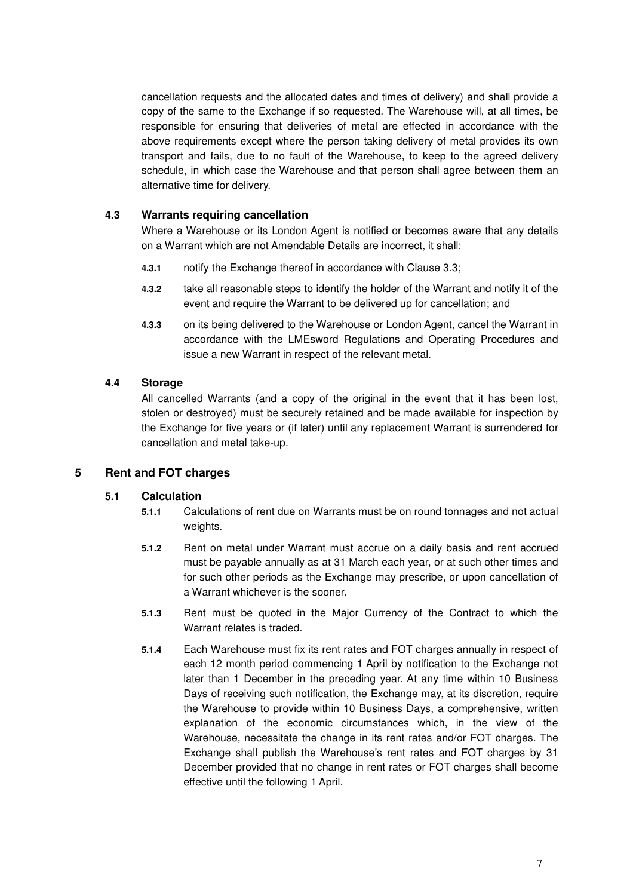cancellation requests and the allocated dates and times of delivery) and shall provide a copy of the same to the Exchange if so requested. The Warehouse will, at all times, be responsible for ensuring that deliveries of metal are effected in accordance with the above requirements except where the person taking delivery of metal provides its own transport and fails, due to no fault of the Warehouse, to keep to the agreed delivery schedule, in which case the Warehouse and that person shall agree between them an alternative time for delivery.

### 4.3 Warrants requiring cancellation

Where a Warehouse or its London Agent is notified or becomes aware that any details on a Warrant which are not Amendable Details are incorrect, it shall:

**4.3.1** notify the Exchange thereof in accordance with Clause 3.3;

**4.3.2** take all reasonable steps to identify the holder of the Warrant and notify it of the event and require the Warrant to be delivered up for cancellation; and

**4.3.3** on its being delivered to the Warehouse or London Agent, cancel the Warrant in accordance with the LMEsword Regulations and Operating Procedures and issue a new Warrant in respect of the relevant metal.

### 4.4 Storage

All cancelled Warrants (and a copy of the original in the event that it has been lost, stolen or destroyed) must be securely retained and be made available for inspection by the Exchange for five years or (if later) until any replacement Warrant is surrendered for cancellation and metal take-up.

## 5 Rent and FOT charges

### 5.1 Calculation

**5.1.1** Calculations of rent due on Warrants must be on round tonnages and not actual weights.

**5.1.2** Rent on metal under Warrant must accrue on a daily basis and rent accrued must be payable annually as at 31 March each year, or at such other times and for such other periods as the Exchange may prescribe, or upon cancellation of a Warrant whichever is the sooner.

**5.1.3** Rent must be quoted in the Major Currency of the Contract to which the Warrant relates is traded.

**5.1.4** Each Warehouse must fix its rent rates and FOT charges annually in respect of each 12 month period commencing 1 April by notification to the Exchange not later than 1 December in the preceding year. At any time within 10 Business Days of receiving such notification, the Exchange may, at its discretion, require the Warehouse to provide within 10 Business Days, a comprehensive, written explanation of the economic circumstances which, in the view of the Warehouse, necessitate the change in its rent rates and/or FOT charges. The Exchange shall publish the Warehouse's rent rates and FOT charges by 31 December provided that no change in rent rates or FOT charges shall become effective until the following 1 April.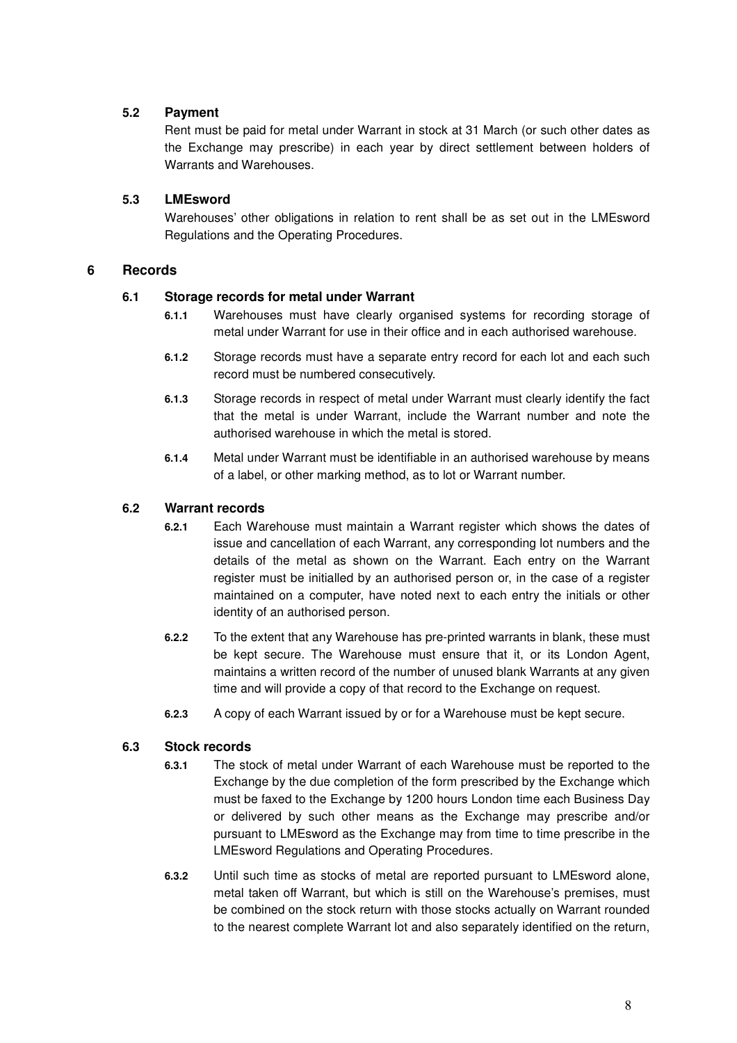### 5.2 Payment

Rent must be paid for metal under Warrant in stock at 31 March (or such other dates as the Exchange may prescribe) in each year by direct settlement between holders of Warrants and Warehouses.

### 5.3 LMEsword

Warehouses' other obligations in relation to rent shall be as set out in the LMEsword Regulations and the Operating Procedures.

## 6 Records

### 6.1 Storage records for metal under Warrant

**6.1.1** Warehouses must have clearly organised systems for recording storage of metal under Warrant for use in their office and in each authorised warehouse.

**6.1.2** Storage records must have a separate entry record for each lot and each such record must be numbered consecutively.

**6.1.3** Storage records in respect of metal under Warrant must clearly identify the fact that the metal is under Warrant, include the Warrant number and note the authorised warehouse in which the metal is stored.

**6.1.4** Metal under Warrant must be identifiable in an authorised warehouse by means of a label, or other marking method, as to lot or Warrant number.

### 6.2 Warrant records

**6.2.1** Each Warehouse must maintain a Warrant register which shows the dates of issue and cancellation of each Warrant, any corresponding lot numbers and the details of the metal as shown on the Warrant. Each entry on the Warrant register must be initialled by an authorised person or, in the case of a register maintained on a computer, have noted next to each entry the initials or other identity of an authorised person.

**6.2.2** To the extent that any Warehouse has pre-printed warrants in blank, these must be kept secure. The Warehouse must ensure that it, or its London Agent, maintains a written record of the number of unused blank Warrants at any given time and will provide a copy of that record to the Exchange on request.

**6.2.3** A copy of each Warrant issued by or for a Warehouse must be kept secure.

### 6.3 Stock records

**6.3.1** The stock of metal under Warrant of each Warehouse must be reported to the Exchange by the due completion of the form prescribed by the Exchange which must be faxed to the Exchange by 1200 hours London time each Business Day or delivered by such other means as the Exchange may prescribe and/or pursuant to LMEsword as the Exchange may from time to time prescribe in the LMEsword Regulations and Operating Procedures.

**6.3.2** Until such time as stocks of metal are reported pursuant to LMEsword alone, metal taken off Warrant, but which is still on the Warehouse's premises, must be combined on the stock return with those stocks actually on Warrant rounded to the nearest complete Warrant lot and also separately identified on the return,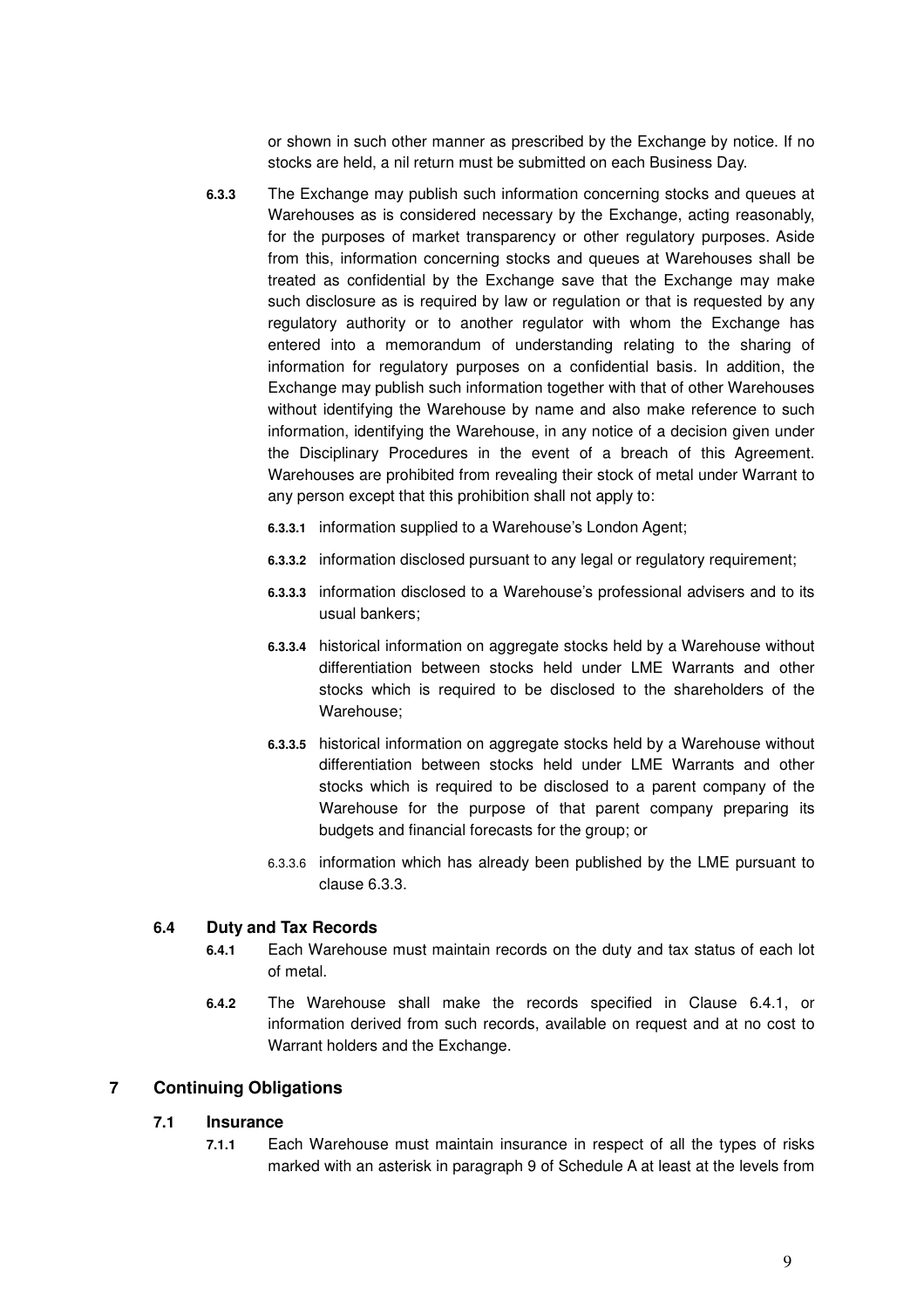or shown in such other manner as prescribed by the Exchange by notice. If no stocks are held, a nil return must be submitted on each Business Day.

**6.3.3** The Exchange may publish such information concerning stocks and queues at Warehouses as is considered necessary by the Exchange, acting reasonably, for the purposes of market transparency or other regulatory purposes. Aside from this, information concerning stocks and queues at Warehouses shall be treated as confidential by the Exchange save that the Exchange may make such disclosure as is required by law or regulation or that is requested by any regulatory authority or to another regulator with whom the Exchange has entered into a memorandum of understanding relating to the sharing of information for regulatory purposes on a confidential basis. In addition, the Exchange may publish such information together with that of other Warehouses without identifying the Warehouse by name and also make reference to such information, identifying the Warehouse, in any notice of a decision given under the Disciplinary Procedures in the event of a breach of this Agreement. Warehouses are prohibited from revealing their stock of metal under Warrant to any person except that this prohibition shall not apply to:

**6.3.3.1** information supplied to a Warehouse's London Agent;

**6.3.3.2** information disclosed pursuant to any legal or regulatory requirement;

**6.3.3.3** information disclosed to a Warehouse's professional advisers and to its usual bankers;

**6.3.3.4** historical information on aggregate stocks held by a Warehouse without differentiation between stocks held under LME Warrants and other stocks which is required to be disclosed to the shareholders of the Warehouse;

**6.3.3.5** historical information on aggregate stocks held by a Warehouse without differentiation between stocks held under LME Warrants and other stocks which is required to be disclosed to a parent company of the Warehouse for the purpose of that parent company preparing its budgets and financial forecasts for the group; or

6.3.3.6 information which has already been published by the LME pursuant to clause 6.3.3.

### 6.4 Duty and Tax Records

**6.4.1** Each Warehouse must maintain records on the duty and tax status of each lot of metal.

**6.4.2** The Warehouse shall make the records specified in Clause 6.4.1, or information derived from such records, available on request and at no cost to Warrant holders and the Exchange.

## 7 Continuing Obligations

### 7.1 Insurance

**7.1.1** Each Warehouse must maintain insurance in respect of all the types of risks marked with an asterisk in paragraph 9 of Schedule A at least at the levels from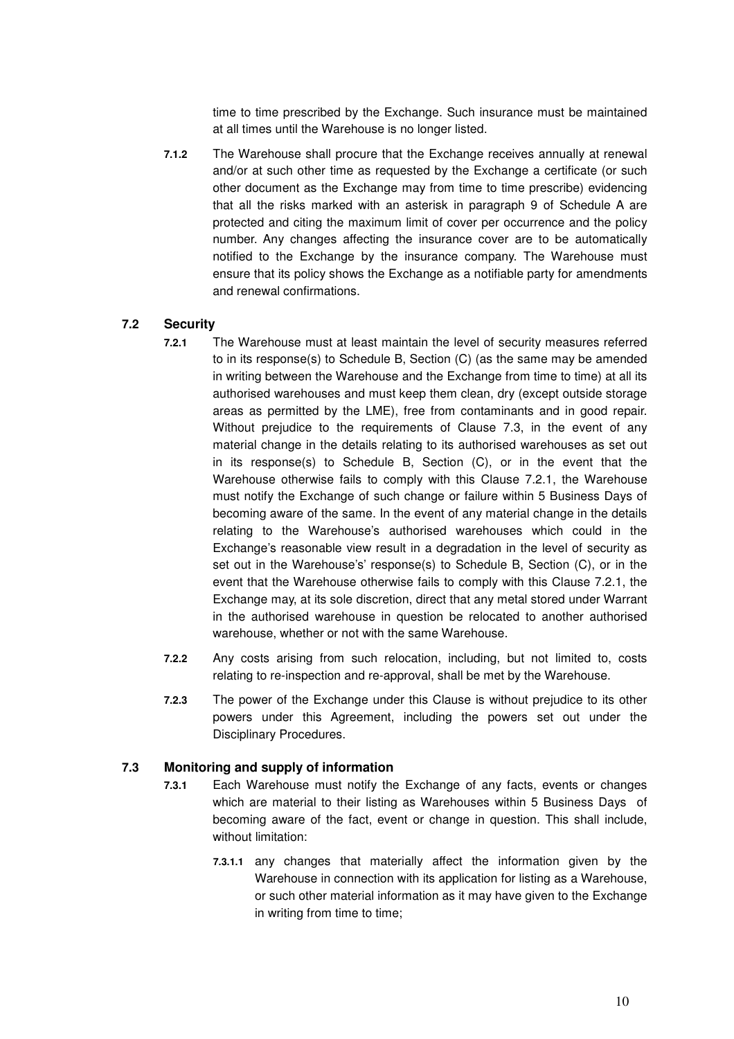time to time prescribed by the Exchange. Such insurance must be maintained at all times until the Warehouse is no longer listed.

**7.1.2** The Warehouse shall procure that the Exchange receives annually at renewal and/or at such other time as requested by the Exchange a certificate (or such other document as the Exchange may from time to time prescribe) evidencing that all the risks marked with an asterisk in paragraph 9 of Schedule A are protected and citing the maximum limit of cover per occurrence and the policy number. Any changes affecting the insurance cover are to be automatically notified to the Exchange by the insurance company. The Warehouse must ensure that its policy shows the Exchange as a notifiable party for amendments and renewal confirmations.

### 7.2 Security

**7.2.1** The Warehouse must at least maintain the level of security measures referred to in its response(s) to Schedule B, Section (C) (as the same may be amended in writing between the Warehouse and the Exchange from time to time) at all its authorised warehouses and must keep them clean, dry (except outside storage areas as permitted by the LME), free from contaminants and in good repair. Without prejudice to the requirements of Clause 7.3, in the event of any material change in the details relating to its authorised warehouses as set out in its response(s) to Schedule B, Section (C), or in the event that the Warehouse otherwise fails to comply with this Clause 7.2.1, the Warehouse must notify the Exchange of such change or failure within 5 Business Days of becoming aware of the same. In the event of any material change in the details relating to the Warehouse's authorised warehouses which could in the Exchange's reasonable view result in a degradation in the level of security as set out in the Warehouse's' response(s) to Schedule B, Section (C), or in the event that the Warehouse otherwise fails to comply with this Clause 7.2.1, the Exchange may, at its sole discretion, direct that any metal stored under Warrant in the authorised warehouse in question be relocated to another authorised warehouse, whether or not with the same Warehouse.

**7.2.2** Any costs arising from such relocation, including, but not limited to, costs relating to re-inspection and re-approval, shall be met by the Warehouse.

**7.2.3** The power of the Exchange under this Clause is without prejudice to its other powers under this Agreement, including the powers set out under the Disciplinary Procedures.

### 7.3 Monitoring and supply of information

**7.3.1** Each Warehouse must notify the Exchange of any facts, events or changes which are material to their listing as Warehouses within 5 Business Days of becoming aware of the fact, event or change in question. This shall include, without limitation:

**7.3.1.1** any changes that materially affect the information given by the Warehouse in connection with its application for listing as a Warehouse, or such other material information as it may have given to the Exchange in writing from time to time;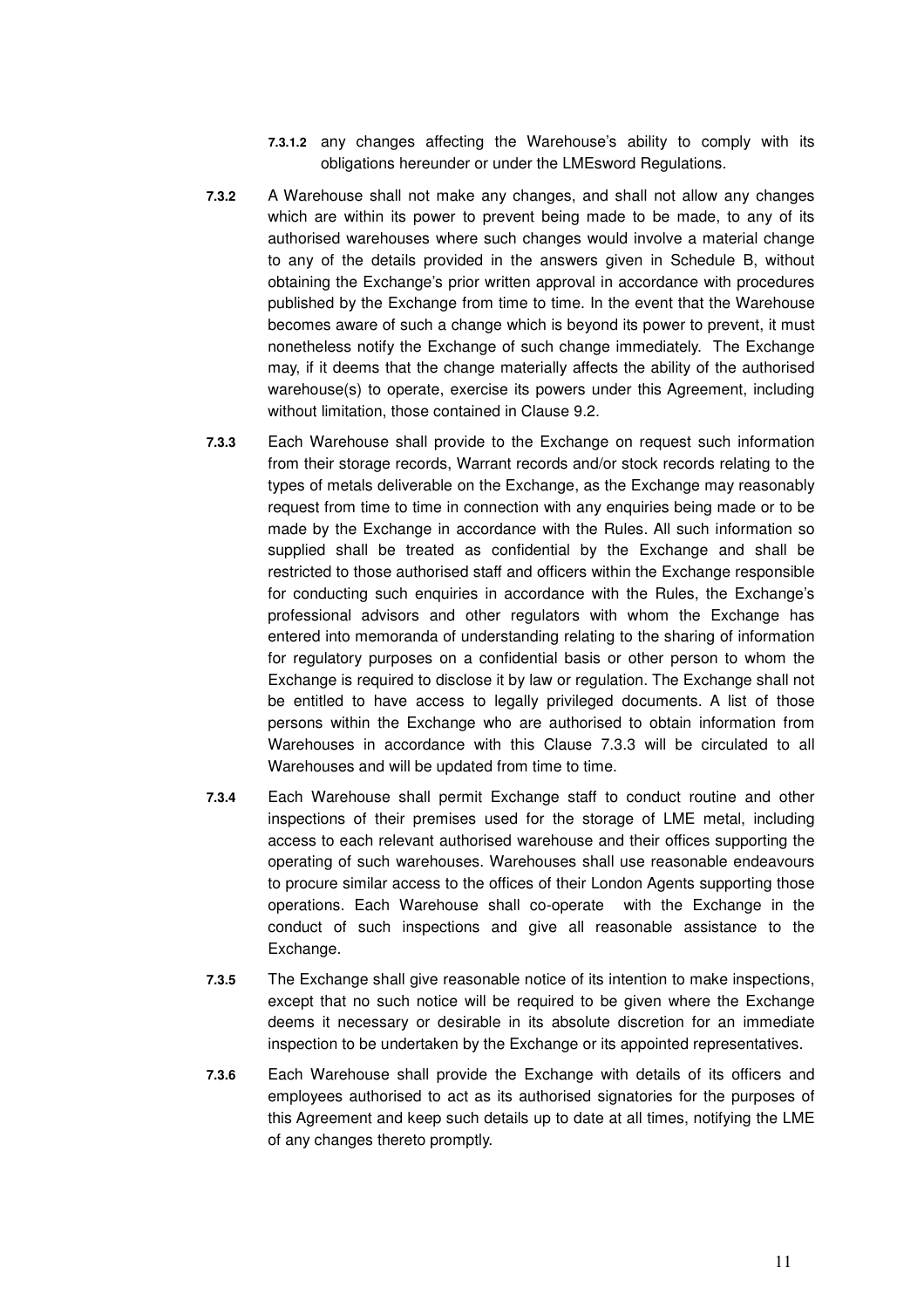**7.3.1.2** any changes affecting the Warehouse's ability to comply with its obligations hereunder or under the LMEsword Regulations.

**7.3.2** A Warehouse shall not make any changes, and shall not allow any changes which are within its power to prevent being made to be made, to any of its authorised warehouses where such changes would involve a material change to any of the details provided in the answers given in Schedule B, without obtaining the Exchange's prior written approval in accordance with procedures published by the Exchange from time to time. In the event that the Warehouse becomes aware of such a change which is beyond its power to prevent, it must nonetheless notify the Exchange of such change immediately. The Exchange may, if it deems that the change materially affects the ability of the authorised warehouse(s) to operate, exercise its powers under this Agreement, including without limitation, those contained in Clause 9.2.

**7.3.3** Each Warehouse shall provide to the Exchange on request such information from their storage records, Warrant records and/or stock records relating to the types of metals deliverable on the Exchange, as the Exchange may reasonably request from time to time in connection with any enquiries being made or to be made by the Exchange in accordance with the Rules. All such information so supplied shall be treated as confidential by the Exchange and shall be restricted to those authorised staff and officers within the Exchange responsible for conducting such enquiries in accordance with the Rules, the Exchange's professional advisors and other regulators with whom the Exchange has entered into memoranda of understanding relating to the sharing of information for regulatory purposes on a confidential basis or other person to whom the Exchange is required to disclose it by law or regulation. The Exchange shall not be entitled to have access to legally privileged documents. A list of those persons within the Exchange who are authorised to obtain information from Warehouses in accordance with this Clause 7.3.3 will be circulated to all Warehouses and will be updated from time to time.

**7.3.4** Each Warehouse shall permit Exchange staff to conduct routine and other inspections of their premises used for the storage of LME metal, including access to each relevant authorised warehouse and their offices supporting the operating of such warehouses. Warehouses shall use reasonable endeavours to procure similar access to the offices of their London Agents supporting those operations. Each Warehouse shall co-operate with the Exchange in the conduct of such inspections and give all reasonable assistance to the Exchange.

**7.3.5** The Exchange shall give reasonable notice of its intention to make inspections, except that no such notice will be required to be given where the Exchange deems it necessary or desirable in its absolute discretion for an immediate inspection to be undertaken by the Exchange or its appointed representatives.

**7.3.6** Each Warehouse shall provide the Exchange with details of its officers and employees authorised to act as its authorised signatories for the purposes of this Agreement and keep such details up to date at all times, notifying the LME of any changes thereto promptly.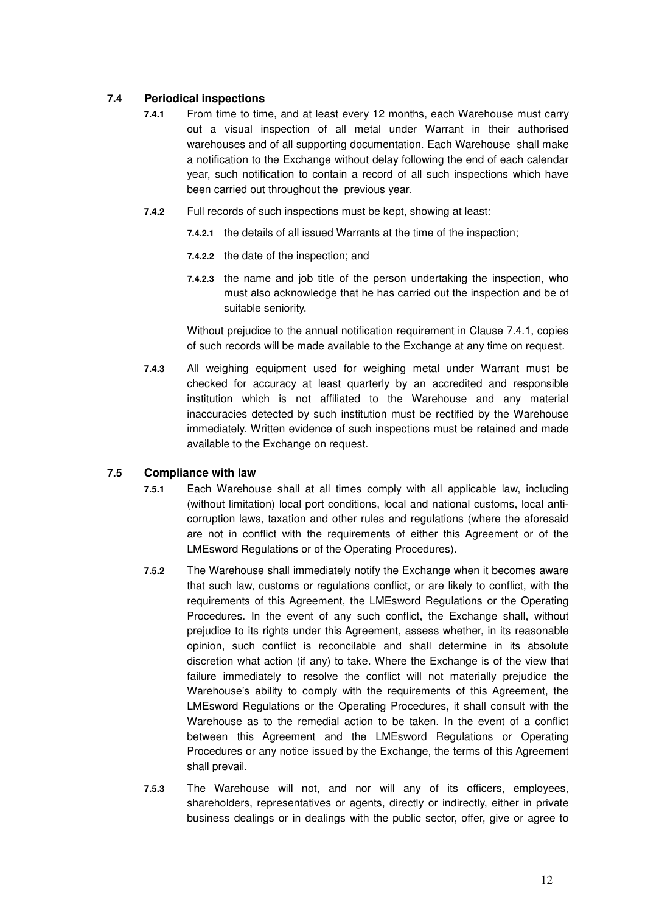### 7.4 Periodical inspections

**7.4.1** From time to time, and at least every 12 months, each Warehouse must carry out a visual inspection of all metal under Warrant in their authorised warehouses and of all supporting documentation. Each Warehouse shall make a notification to the Exchange without delay following the end of each calendar year, such notification to contain a record of all such inspections which have been carried out throughout the previous year.

**7.4.2** Full records of such inspections must be kept, showing at least:

**7.4.2.1** the details of all issued Warrants at the time of the inspection;

**7.4.2.2** the date of the inspection; and

**7.4.2.3** the name and job title of the person undertaking the inspection, who must also acknowledge that he has carried out the inspection and be of suitable seniority.

Without prejudice to the annual notification requirement in Clause 7.4.1, copies of such records will be made available to the Exchange at any time on request.

**7.4.3** All weighing equipment used for weighing metal under Warrant must be checked for accuracy at least quarterly by an accredited and responsible institution which is not affiliated to the Warehouse and any material inaccuracies detected by such institution must be rectified by the Warehouse immediately. Written evidence of such inspections must be retained and made available to the Exchange on request.

### 7.5 Compliance with law

**7.5.1** Each Warehouse shall at all times comply with all applicable law, including (without limitation) local port conditions, local and national customs, local anti-corruption laws, taxation and other rules and regulations (where the aforesaid are not in conflict with the requirements of either this Agreement or of the LMEsword Regulations or of the Operating Procedures).

**7.5.2** The Warehouse shall immediately notify the Exchange when it becomes aware that such law, customs or regulations conflict, or are likely to conflict, with the requirements of this Agreement, the LMEsword Regulations or the Operating Procedures. In the event of any such conflict, the Exchange shall, without prejudice to its rights under this Agreement, assess whether, in its reasonable opinion, such conflict is reconcilable and shall determine in its absolute discretion what action (if any) to take. Where the Exchange is of the view that failure immediately to resolve the conflict will not materially prejudice the Warehouse's ability to comply with the requirements of this Agreement, the LMEsword Regulations or the Operating Procedures, it shall consult with the Warehouse as to the remedial action to be taken. In the event of a conflict between this Agreement and the LMEsword Regulations or Operating Procedures or any notice issued by the Exchange, the terms of this Agreement shall prevail.

**7.5.3** The Warehouse will not, and nor will any of its officers, employees, shareholders, representatives or agents, directly or indirectly, either in private business dealings or in dealings with the public sector, offer, give or agree to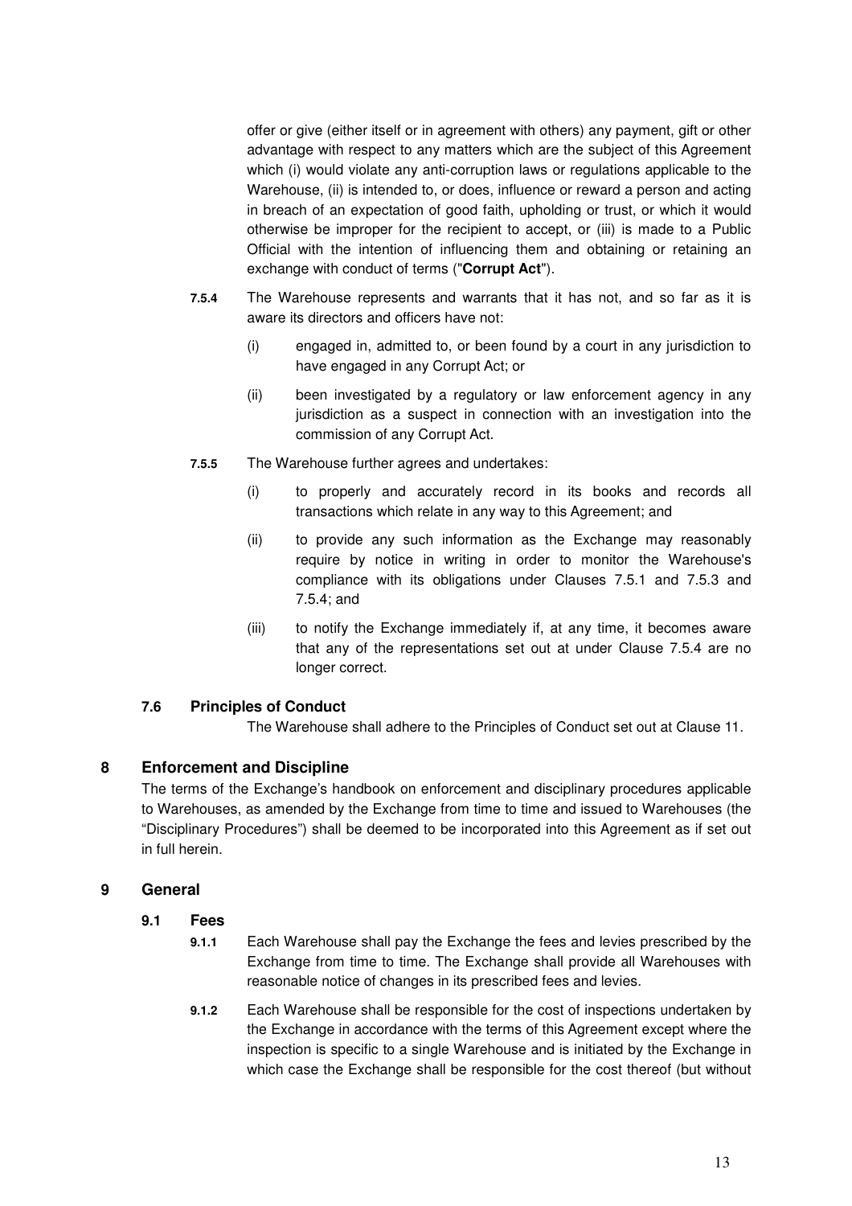offer or give (either itself or in agreement with others) any payment, gift or other advantage with respect to any matters which are the subject of this Agreement which (i) would violate any anti-corruption laws or regulations applicable to the Warehouse, (ii) is intended to, or does, influence or reward a person and acting in breach of an expectation of good faith, upholding or trust, or which it would otherwise be improper for the recipient to accept, or (iii) is made to a Public Official with the intention of influencing them and obtaining or retaining an exchange with conduct of terms ("**Corrupt Act**").

**7.5.4** The Warehouse represents and warrants that it has not, and so far as it is aware its directors and officers have not:

(i) engaged in, admitted to, or been found by a court in any jurisdiction to have engaged in any Corrupt Act; or

(ii) been investigated by a regulatory or law enforcement agency in any jurisdiction as a suspect in connection with an investigation into the commission of any Corrupt Act.

**7.5.5** The Warehouse further agrees and undertakes:

(i) to properly and accurately record in its books and records all transactions which relate in any way to this Agreement; and

(ii) to provide any such information as the Exchange may reasonably require by notice in writing in order to monitor the Warehouse's compliance with its obligations under Clauses 7.5.1 and 7.5.3 and 7.5.4; and

(iii) to notify the Exchange immediately if, at any time, it becomes aware that any of the representations set out at under Clause 7.5.4 are no longer correct.

### 7.6 Principles of Conduct

The Warehouse shall adhere to the Principles of Conduct set out at Clause 11.

## 8 Enforcement and Discipline

The terms of the Exchange's handbook on enforcement and disciplinary procedures applicable to Warehouses, as amended by the Exchange from time to time and issued to Warehouses (the "Disciplinary Procedures") shall be deemed to be incorporated into this Agreement as if set out in full herein.

## 9 General

### 9.1 Fees

**9.1.1** Each Warehouse shall pay the Exchange the fees and levies prescribed by the Exchange from time to time. The Exchange shall provide all Warehouses with reasonable notice of changes in its prescribed fees and levies.

**9.1.2** Each Warehouse shall be responsible for the cost of inspections undertaken by the Exchange in accordance with the terms of this Agreement except where the inspection is specific to a single Warehouse and is initiated by the Exchange in which case the Exchange shall be responsible for the cost thereof (but without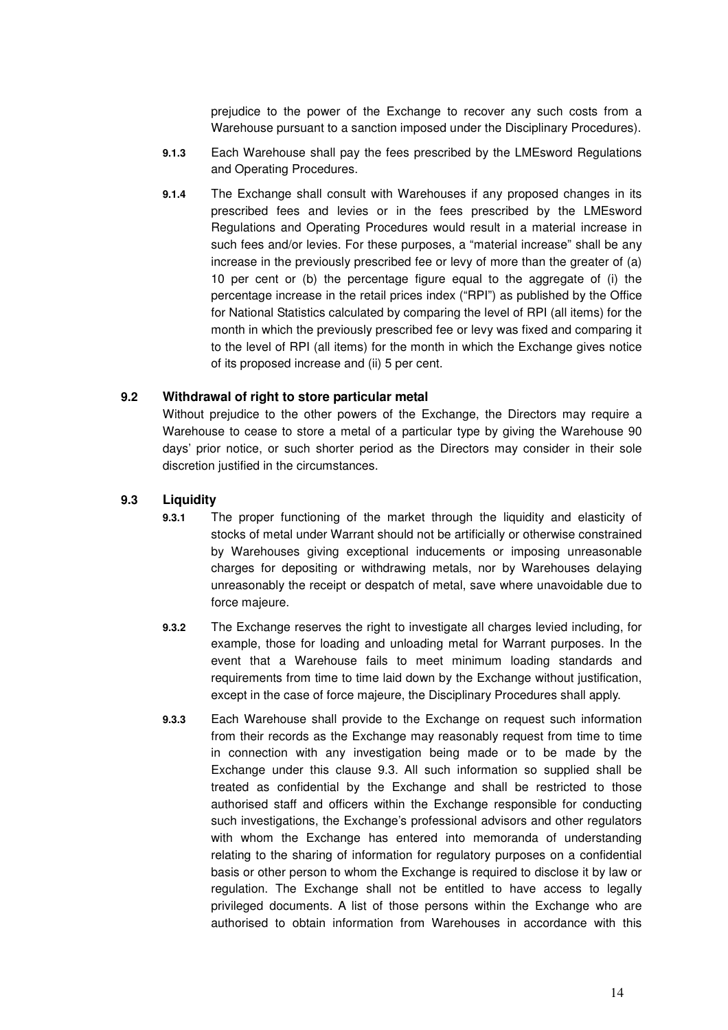prejudice to the power of the Exchange to recover any such costs from a Warehouse pursuant to a sanction imposed under the Disciplinary Procedures).

**9.1.3** Each Warehouse shall pay the fees prescribed by the LMEsword Regulations and Operating Procedures.

**9.1.4** The Exchange shall consult with Warehouses if any proposed changes in its prescribed fees and levies or in the fees prescribed by the LMEsword Regulations and Operating Procedures would result in a material increase in such fees and/or levies. For these purposes, a "material increase" shall be any increase in the previously prescribed fee or levy of more than the greater of (a) 10 per cent or (b) the percentage figure equal to the aggregate of (i) the percentage increase in the retail prices index ("RPI") as published by the Office for National Statistics calculated by comparing the level of RPI (all items) for the month in which the previously prescribed fee or levy was fixed and comparing it to the level of RPI (all items) for the month in which the Exchange gives notice of its proposed increase and (ii) 5 per cent.

### 9.2 Withdrawal of right to store particular metal

Without prejudice to the other powers of the Exchange, the Directors may require a Warehouse to cease to store a metal of a particular type by giving the Warehouse 90 days' prior notice, or such shorter period as the Directors may consider in their sole discretion justified in the circumstances.

### 9.3 Liquidity

**9.3.1** The proper functioning of the market through the liquidity and elasticity of stocks of metal under Warrant should not be artificially or otherwise constrained by Warehouses giving exceptional inducements or imposing unreasonable charges for depositing or withdrawing metals, nor by Warehouses delaying unreasonably the receipt or despatch of metal, save where unavoidable due to force majeure.

**9.3.2** The Exchange reserves the right to investigate all charges levied including, for example, those for loading and unloading metal for Warrant purposes. In the event that a Warehouse fails to meet minimum loading standards and requirements from time to time laid down by the Exchange without justification, except in the case of force majeure, the Disciplinary Procedures shall apply.

**9.3.3** Each Warehouse shall provide to the Exchange on request such information from their records as the Exchange may reasonably request from time to time in connection with any investigation being made or to be made by the Exchange under this clause 9.3. All such information so supplied shall be treated as confidential by the Exchange and shall be restricted to those authorised staff and officers within the Exchange responsible for conducting such investigations, the Exchange's professional advisors and other regulators with whom the Exchange has entered into memoranda of understanding relating to the sharing of information for regulatory purposes on a confidential basis or other person to whom the Exchange is required to disclose it by law or regulation. The Exchange shall not be entitled to have access to legally privileged documents. A list of those persons within the Exchange who are authorised to obtain information from Warehouses in accordance with this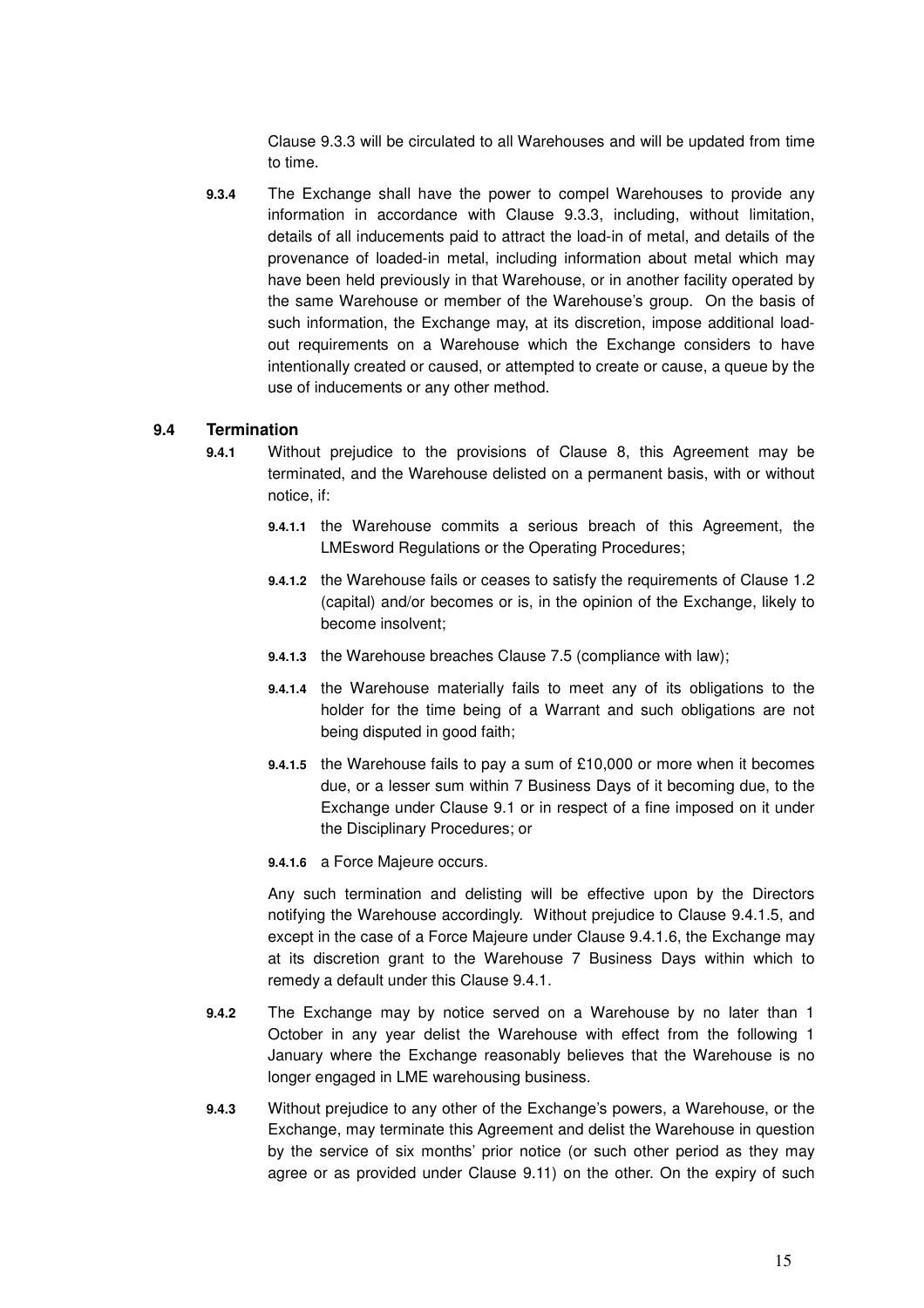Clause 9.3.3 will be circulated to all Warehouses and will be updated from time to time.

**9.3.4** The Exchange shall have the power to compel Warehouses to provide any information in accordance with Clause 9.3.3, including, without limitation, details of all inducements paid to attract the load-in of metal, and details of the provenance of loaded-in metal, including information about metal which may have been held previously in that Warehouse, or in another facility operated by the same Warehouse or member of the Warehouse's group. On the basis of such information, the Exchange may, at its discretion, impose additional load-out requirements on a Warehouse which the Exchange considers to have intentionally created or caused, or attempted to create or cause, a queue by the use of inducements or any other method.

### 9.4 Termination

**9.4.1** Without prejudice to the provisions of Clause 8, this Agreement may be terminated, and the Warehouse delisted on a permanent basis, with or without notice, if:

**9.4.1.1** the Warehouse commits a serious breach of this Agreement, the LMEsword Regulations or the Operating Procedures;

**9.4.1.2** the Warehouse fails or ceases to satisfy the requirements of Clause 1.2 (capital) and/or becomes or is, in the opinion of the Exchange, likely to become insolvent;

**9.4.1.3** the Warehouse breaches Clause 7.5 (compliance with law);

**9.4.1.4** the Warehouse materially fails to meet any of its obligations to the holder for the time being of a Warrant and such obligations are not being disputed in good faith;

**9.4.1.5** the Warehouse fails to pay a sum of £10,000 or more when it becomes due, or a lesser sum within 7 Business Days of it becoming due, to the Exchange under Clause 9.1 or in respect of a fine imposed on it under the Disciplinary Procedures; or

**9.4.1.6** a Force Majeure occurs.

Any such termination and delisting will be effective upon by the Directors notifying the Warehouse accordingly. Without prejudice to Clause 9.4.1.5, and except in the case of a Force Majeure under Clause 9.4.1.6, the Exchange may at its discretion grant to the Warehouse 7 Business Days within which to remedy a default under this Clause 9.4.1.

**9.4.2** The Exchange may by notice served on a Warehouse by no later than 1 October in any year delist the Warehouse with effect from the following 1 January where the Exchange reasonably believes that the Warehouse is no longer engaged in LME warehousing business.

**9.4.3** Without prejudice to any other of the Exchange's powers, a Warehouse, or the Exchange, may terminate this Agreement and delist the Warehouse in question by the service of six months' prior notice (or such other period as they may agree or as provided under Clause 9.11) on the other. On the expiry of such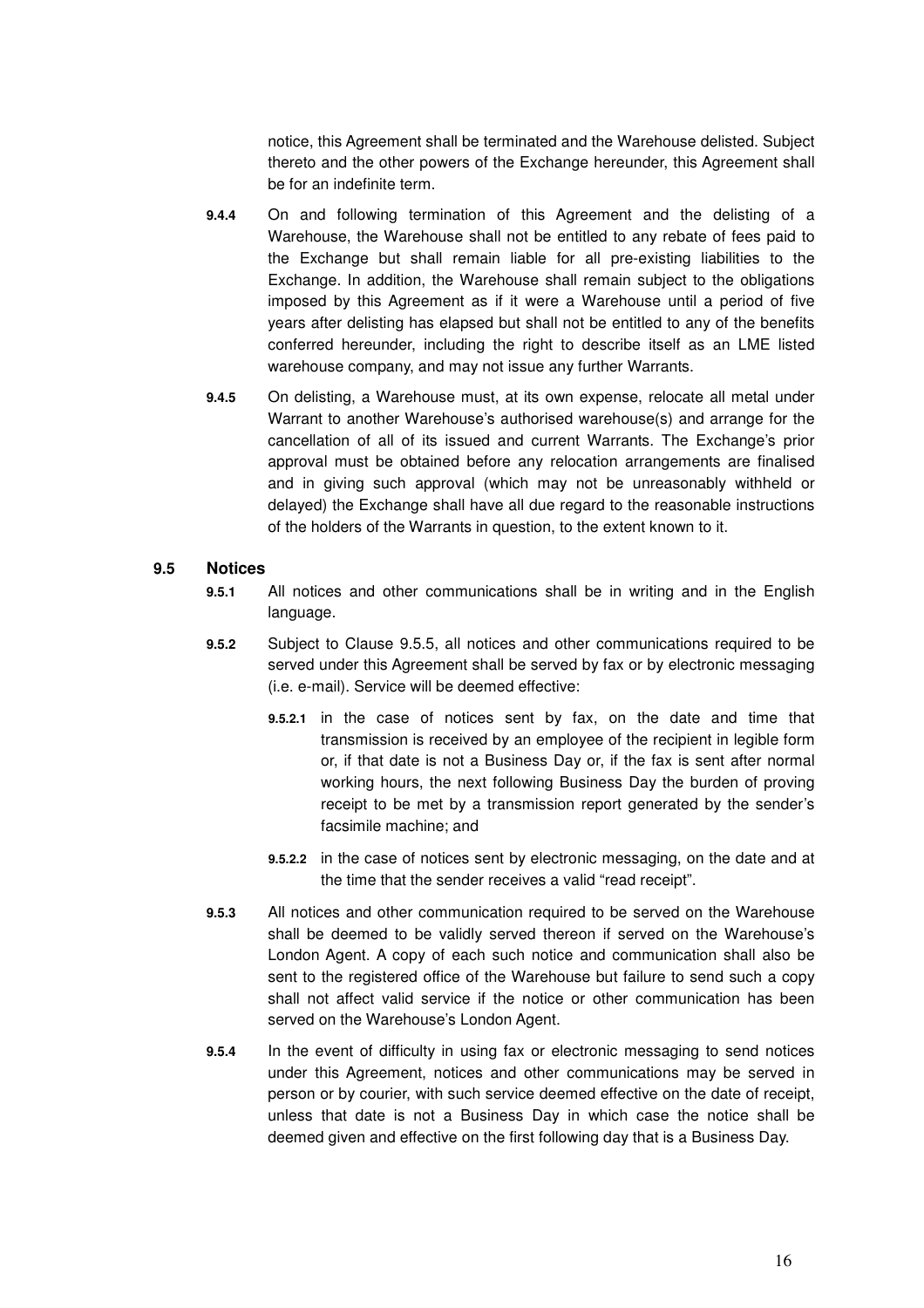notice, this Agreement shall be terminated and the Warehouse delisted. Subject thereto and the other powers of the Exchange hereunder, this Agreement shall be for an indefinite term.

**9.4.4** On and following termination of this Agreement and the delisting of a Warehouse, the Warehouse shall not be entitled to any rebate of fees paid to the Exchange but shall remain liable for all pre-existing liabilities to the Exchange. In addition, the Warehouse shall remain subject to the obligations imposed by this Agreement as if it were a Warehouse until a period of five years after delisting has elapsed but shall not be entitled to any of the benefits conferred hereunder, including the right to describe itself as an LME listed warehouse company, and may not issue any further Warrants.

**9.4.5** On delisting, a Warehouse must, at its own expense, relocate all metal under Warrant to another Warehouse's authorised warehouse(s) and arrange for the cancellation of all of its issued and current Warrants. The Exchange's prior approval must be obtained before any relocation arrangements are finalised and in giving such approval (which may not be unreasonably withheld or delayed) the Exchange shall have all due regard to the reasonable instructions of the holders of the Warrants in question, to the extent known to it.

### 9.5 Notices

**9.5.1** All notices and other communications shall be in writing and in the English language.

**9.5.2** Subject to Clause 9.5.5, all notices and other communications required to be served under this Agreement shall be served by fax or by electronic messaging (i.e. e-mail). Service will be deemed effective:

**9.5.2.1** in the case of notices sent by fax, on the date and time that transmission is received by an employee of the recipient in legible form or, if that date is not a Business Day or, if the fax is sent after normal working hours, the next following Business Day the burden of proving receipt to be met by a transmission report generated by the sender's facsimile machine; and

**9.5.2.2** in the case of notices sent by electronic messaging, on the date and at the time that the sender receives a valid "read receipt".

**9.5.3** All notices and other communication required to be served on the Warehouse shall be deemed to be validly served thereon if served on the Warehouse's London Agent. A copy of each such notice and communication shall also be sent to the registered office of the Warehouse but failure to send such a copy shall not affect valid service if the notice or other communication has been served on the Warehouse's London Agent.

**9.5.4** In the event of difficulty in using fax or electronic messaging to send notices under this Agreement, notices and other communications may be served in person or by courier, with such service deemed effective on the date of receipt, unless that date is not a Business Day in which case the notice shall be deemed given and effective on the first following day that is a Business Day.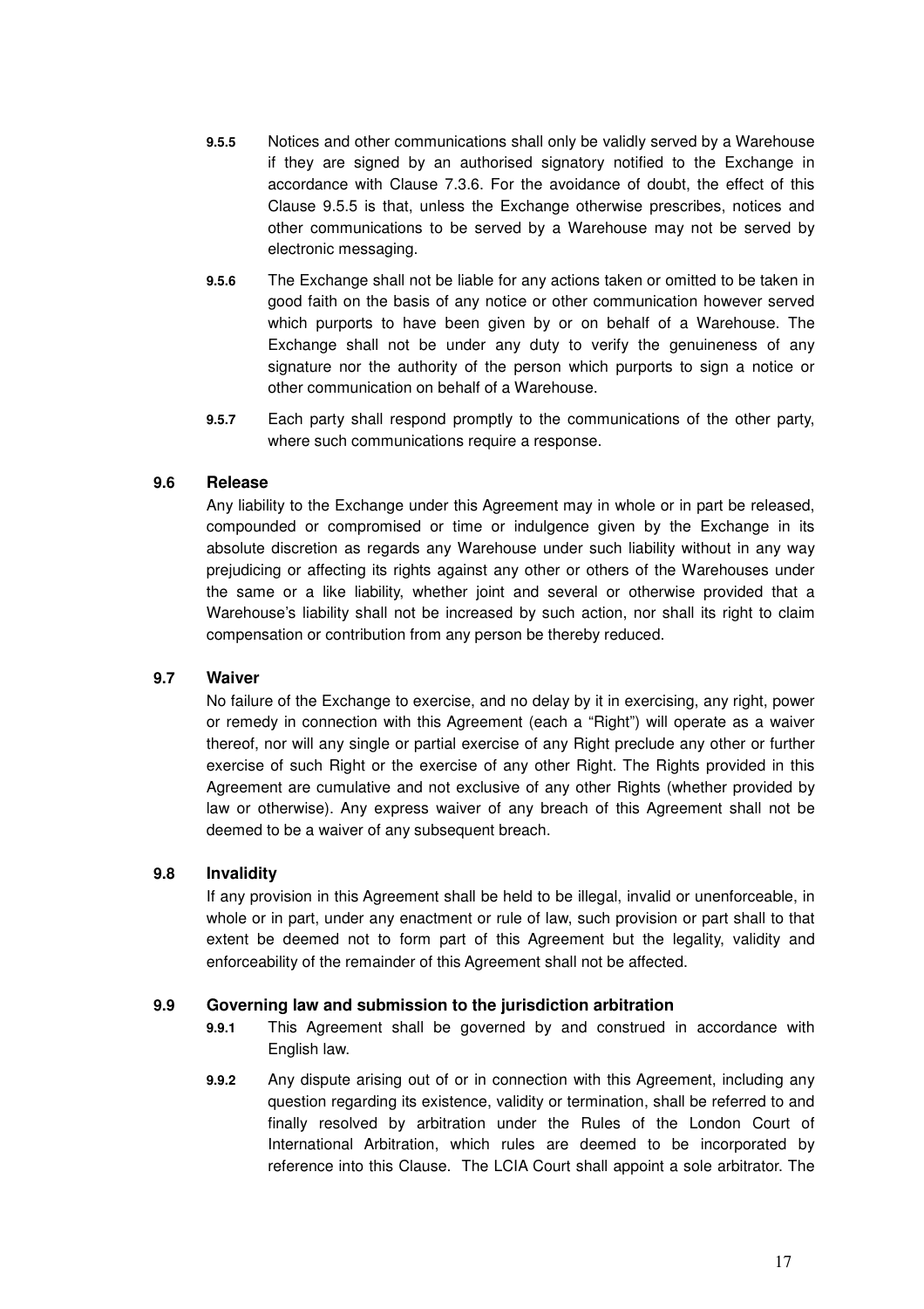**9.5.5** Notices and other communications shall only be validly served by a Warehouse if they are signed by an authorised signatory notified to the Exchange in accordance with Clause 7.3.6. For the avoidance of doubt, the effect of this Clause 9.5.5 is that, unless the Exchange otherwise prescribes, notices and other communications to be served by a Warehouse may not be served by electronic messaging.

**9.5.6** The Exchange shall not be liable for any actions taken or omitted to be taken in good faith on the basis of any notice or other communication however served which purports to have been given by or on behalf of a Warehouse. The Exchange shall not be under any duty to verify the genuineness of any signature nor the authority of the person which purports to sign a notice or other communication on behalf of a Warehouse.

**9.5.7** Each party shall respond promptly to the communications of the other party, where such communications require a response.

### 9.6 Release

Any liability to the Exchange under this Agreement may in whole or in part be released, compounded or compromised or time or indulgence given by the Exchange in its absolute discretion as regards any Warehouse under such liability without in any way prejudicing or affecting its rights against any other or others of the Warehouses under the same or a like liability, whether joint and several or otherwise provided that a Warehouse's liability shall not be increased by such action, nor shall its right to claim compensation or contribution from any person be thereby reduced.

### 9.7 Waiver

No failure of the Exchange to exercise, and no delay by it in exercising, any right, power or remedy in connection with this Agreement (each a "Right") will operate as a waiver thereof, nor will any single or partial exercise of any Right preclude any other or further exercise of such Right or the exercise of any other Right. The Rights provided in this Agreement are cumulative and not exclusive of any other Rights (whether provided by law or otherwise). Any express waiver of any breach of this Agreement shall not be deemed to be a waiver of any subsequent breach.

### 9.8 Invalidity

If any provision in this Agreement shall be held to be illegal, invalid or unenforceable, in whole or in part, under any enactment or rule of law, such provision or part shall to that extent be deemed not to form part of this Agreement but the legality, validity and enforceability of the remainder of this Agreement shall not be affected.

### 9.9 Governing law and submission to the jurisdiction arbitration

**9.9.1** This Agreement shall be governed by and construed in accordance with English law.

**9.9.2** Any dispute arising out of or in connection with this Agreement, including any question regarding its existence, validity or termination, shall be referred to and finally resolved by arbitration under the Rules of the London Court of International Arbitration, which rules are deemed to be incorporated by reference into this Clause. The LCIA Court shall appoint a sole arbitrator. The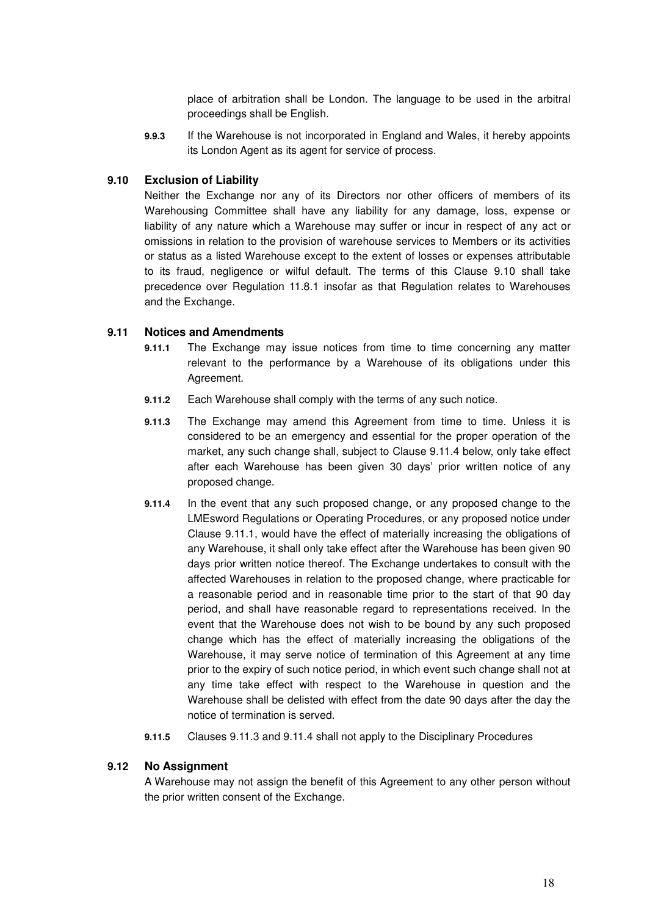place of arbitration shall be London. The language to be used in the arbitral proceedings shall be English.

**9.9.3** If the Warehouse is not incorporated in England and Wales, it hereby appoints its London Agent as its agent for service of process.

### 9.10 Exclusion of Liability

Neither the Exchange nor any of its Directors nor other officers of members of its Warehousing Committee shall have any liability for any damage, loss, expense or liability of any nature which a Warehouse may suffer or incur in respect of any act or omissions in relation to the provision of warehouse services to Members or its activities or status as a listed Warehouse except to the extent of losses or expenses attributable to its fraud, negligence or wilful default. The terms of this Clause 9.10 shall take precedence over Regulation 11.8.1 insofar as that Regulation relates to Warehouses and the Exchange.

### 9.11 Notices and Amendments

**9.11.1** The Exchange may issue notices from time to time concerning any matter relevant to the performance by a Warehouse of its obligations under this Agreement.

**9.11.2** Each Warehouse shall comply with the terms of any such notice.

**9.11.3** The Exchange may amend this Agreement from time to time. Unless it is considered to be an emergency and essential for the proper operation of the market, any such change shall, subject to Clause 9.11.4 below, only take effect after each Warehouse has been given 30 days' prior written notice of any proposed change.

**9.11.4** In the event that any such proposed change, or any proposed change to the LMEsword Regulations or Operating Procedures, or any proposed notice under Clause 9.11.1, would have the effect of materially increasing the obligations of any Warehouse, it shall only take effect after the Warehouse has been given 90 days prior written notice thereof. The Exchange undertakes to consult with the affected Warehouses in relation to the proposed change, where practicable for a reasonable period and in reasonable time prior to the start of that 90 day period, and shall have reasonable regard to representations received. In the event that the Warehouse does not wish to be bound by any such proposed change which has the effect of materially increasing the obligations of the Warehouse, it may serve notice of termination of this Agreement at any time prior to the expiry of such notice period, in which event such change shall not at any time take effect with respect to the Warehouse in question and the Warehouse shall be delisted with effect from the date 90 days after the day the notice of termination is served.

**9.11.5** Clauses 9.11.3 and 9.11.4 shall not apply to the Disciplinary Procedures

### 9.12 No Assignment

A Warehouse may not assign the benefit of this Agreement to any other person without the prior written consent of the Exchange.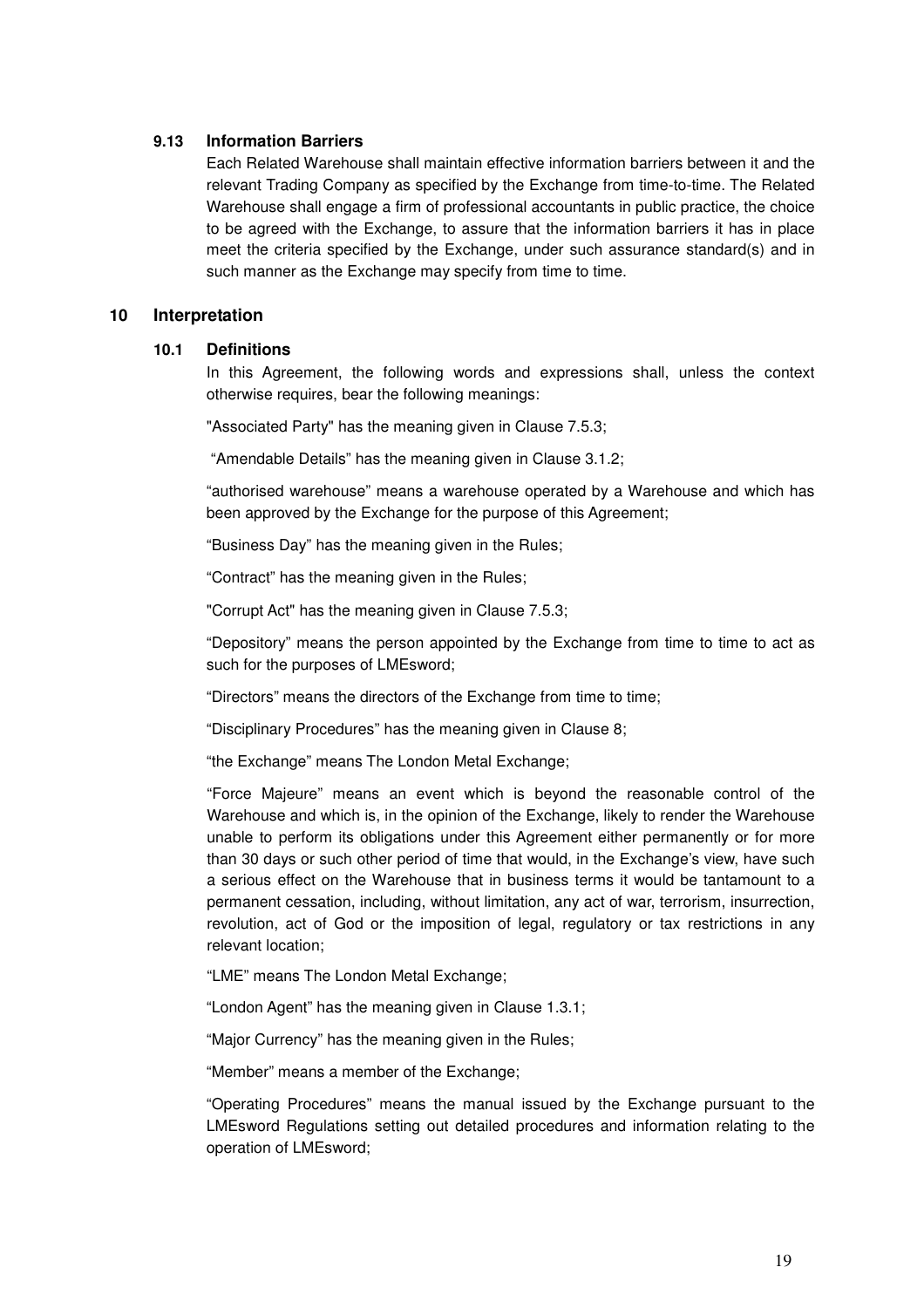### 9.13 Information Barriers

Each Related Warehouse shall maintain effective information barriers between it and the relevant Trading Company as specified by the Exchange from time-to-time. The Related Warehouse shall engage a firm of professional accountants in public practice, the choice to be agreed with the Exchange, to assure that the information barriers it has in place meet the criteria specified by the Exchange, under such assurance standard(s) and in such manner as the Exchange may specify from time to time.

## 10 Interpretation

### 10.1 Definitions

In this Agreement, the following words and expressions shall, unless the context otherwise requires, bear the following meanings:

"Associated Party" has the meaning given in Clause 7.5.3;

"Amendable Details" has the meaning given in Clause 3.1.2;

"authorised warehouse" means a warehouse operated by a Warehouse and which has been approved by the Exchange for the purpose of this Agreement;

"Business Day" has the meaning given in the Rules;

"Contract" has the meaning given in the Rules;

"Corrupt Act" has the meaning given in Clause 7.5.3;

"Depository" means the person appointed by the Exchange from time to time to act as such for the purposes of LMEsword;

"Directors" means the directors of the Exchange from time to time;

"Disciplinary Procedures" has the meaning given in Clause 8;

"the Exchange" means The London Metal Exchange;

"Force Majeure" means an event which is beyond the reasonable control of the Warehouse and which is, in the opinion of the Exchange, likely to render the Warehouse unable to perform its obligations under this Agreement either permanently or for more than 30 days or such other period of time that would, in the Exchange's view, have such a serious effect on the Warehouse that in business terms it would be tantamount to a permanent cessation, including, without limitation, any act of war, terrorism, insurrection, revolution, act of God or the imposition of legal, regulatory or tax restrictions in any relevant location;

"LME" means The London Metal Exchange;

"London Agent" has the meaning given in Clause 1.3.1;

"Major Currency" has the meaning given in the Rules;

"Member" means a member of the Exchange;

"Operating Procedures" means the manual issued by the Exchange pursuant to the LMEsword Regulations setting out detailed procedures and information relating to the operation of LMEsword;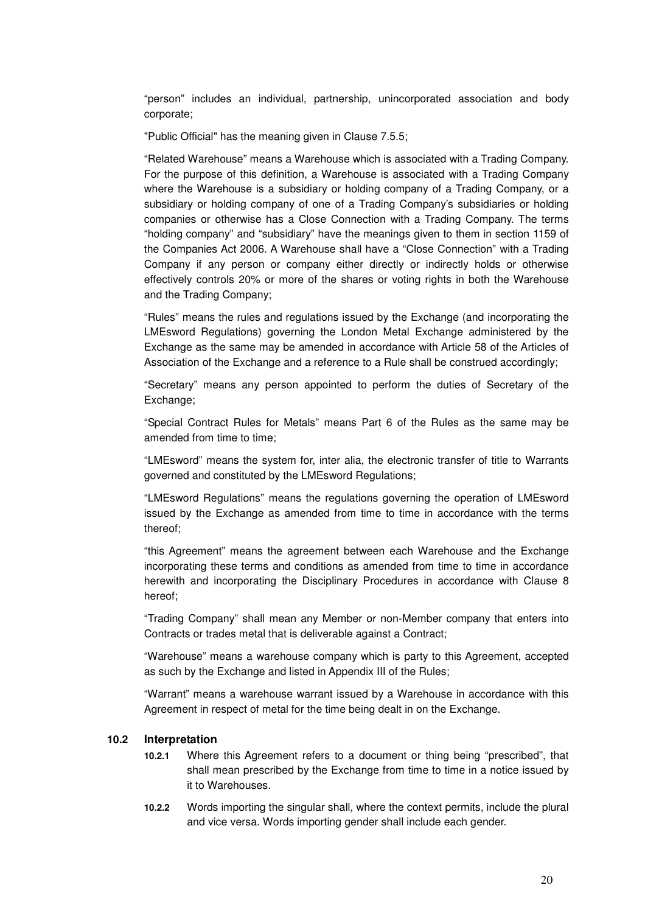"person" includes an individual, partnership, unincorporated association and body corporate;

"Public Official" has the meaning given in Clause 7.5.5;

"Related Warehouse" means a Warehouse which is associated with a Trading Company. For the purpose of this definition, a Warehouse is associated with a Trading Company where the Warehouse is a subsidiary or holding company of a Trading Company, or a subsidiary or holding company of one of a Trading Company's subsidiaries or holding companies or otherwise has a Close Connection with a Trading Company. The terms "holding company" and "subsidiary" have the meanings given to them in section 1159 of the Companies Act 2006. A Warehouse shall have a "Close Connection" with a Trading Company if any person or company either directly or indirectly holds or otherwise effectively controls 20% or more of the shares or voting rights in both the Warehouse and the Trading Company;

"Rules" means the rules and regulations issued by the Exchange (and incorporating the LMEsword Regulations) governing the London Metal Exchange administered by the Exchange as the same may be amended in accordance with Article 58 of the Articles of Association of the Exchange and a reference to a Rule shall be construed accordingly;

"Secretary" means any person appointed to perform the duties of Secretary of the Exchange;

"Special Contract Rules for Metals" means Part 6 of the Rules as the same may be amended from time to time;

"LMEsword" means the system for, inter alia, the electronic transfer of title to Warrants governed and constituted by the LMEsword Regulations;

"LMEsword Regulations" means the regulations governing the operation of LMEsword issued by the Exchange as amended from time to time in accordance with the terms thereof;

"this Agreement" means the agreement between each Warehouse and the Exchange incorporating these terms and conditions as amended from time to time in accordance herewith and incorporating the Disciplinary Procedures in accordance with Clause 8 hereof;

"Trading Company" shall mean any Member or non-Member company that enters into Contracts or trades metal that is deliverable against a Contract;

"Warehouse" means a warehouse company which is party to this Agreement, accepted as such by the Exchange and listed in Appendix III of the Rules;

"Warrant" means a warehouse warrant issued by a Warehouse in accordance with this Agreement in respect of metal for the time being dealt in on the Exchange.

### 10.2 Interpretation

**10.2.1** Where this Agreement refers to a document or thing being "prescribed", that shall mean prescribed by the Exchange from time to time in a notice issued by it to Warehouses.

**10.2.2** Words importing the singular shall, where the context permits, include the plural and vice versa. Words importing gender shall include each gender.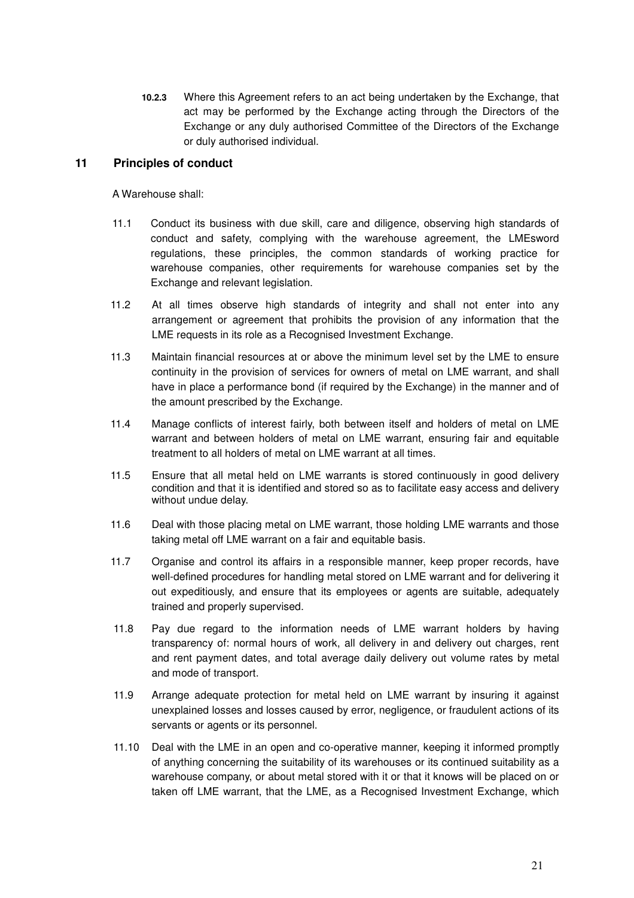**10.2.3** Where this Agreement refers to an act being undertaken by the Exchange, that act may be performed by the Exchange acting through the Directors of the Exchange or any duly authorised Committee of the Directors of the Exchange or duly authorised individual.

## 11 Principles of conduct

A Warehouse shall:

11.1 Conduct its business with due skill, care and diligence, observing high standards of conduct and safety, complying with the warehouse agreement, the LMEsword regulations, these principles, the common standards of working practice for warehouse companies, other requirements for warehouse companies set by the Exchange and relevant legislation.

11.2 At all times observe high standards of integrity and shall not enter into any arrangement or agreement that prohibits the provision of any information that the LME requests in its role as a Recognised Investment Exchange.

11.3 Maintain financial resources at or above the minimum level set by the LME to ensure continuity in the provision of services for owners of metal on LME warrant, and shall have in place a performance bond (if required by the Exchange) in the manner and of the amount prescribed by the Exchange.

11.4 Manage conflicts of interest fairly, both between itself and holders of metal on LME warrant and between holders of metal on LME warrant, ensuring fair and equitable treatment to all holders of metal on LME warrant at all times.

11.5 Ensure that all metal held on LME warrants is stored continuously in good delivery condition and that it is identified and stored so as to facilitate easy access and delivery without undue delay.

11.6 Deal with those placing metal on LME warrant, those holding LME warrants and those taking metal off LME warrant on a fair and equitable basis.

11.7 Organise and control its affairs in a responsible manner, keep proper records, have well-defined procedures for handling metal stored on LME warrant and for delivering it out expeditiously, and ensure that its employees or agents are suitable, adequately trained and properly supervised.

11.8 Pay due regard to the information needs of LME warrant holders by having transparency of: normal hours of work, all delivery in and delivery out charges, rent and rent payment dates, and total average daily delivery out volume rates by metal and mode of transport.

11.9 Arrange adequate protection for metal held on LME warrant by insuring it against unexplained losses and losses caused by error, negligence, or fraudulent actions of its servants or agents or its personnel.

11.10 Deal with the LME in an open and co-operative manner, keeping it informed promptly of anything concerning the suitability of its warehouses or its continued suitability as a warehouse company, or about metal stored with it or that it knows will be placed on or taken off LME warrant, that the LME, as a Recognised Investment Exchange, which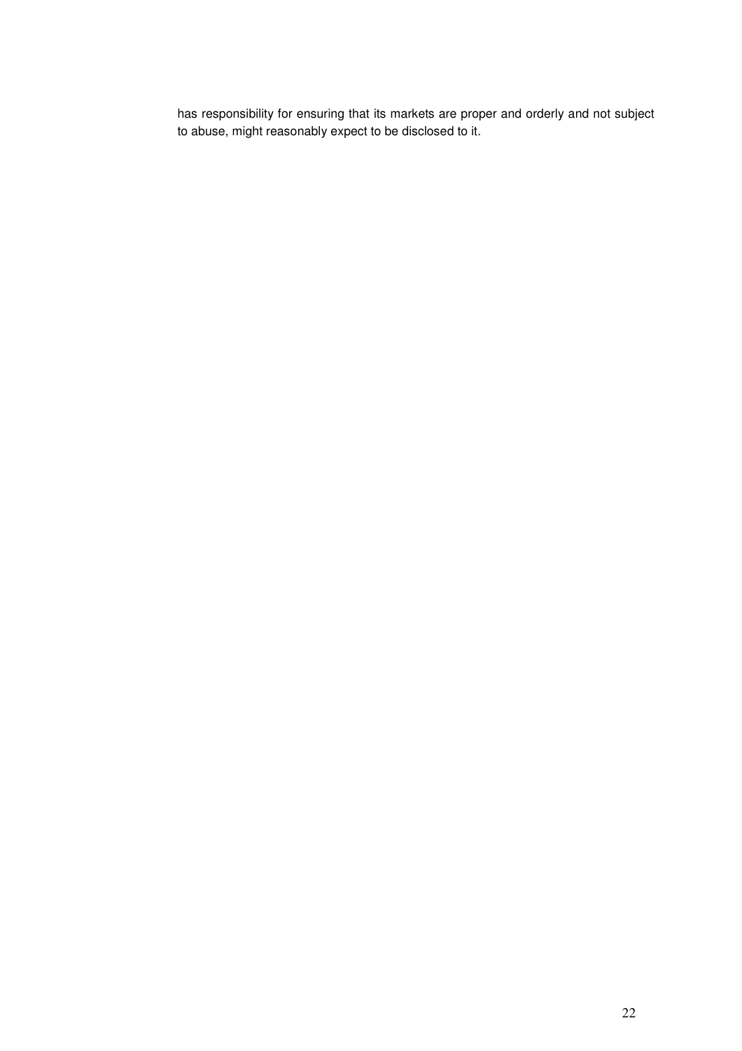has responsibility for ensuring that its markets are proper and orderly and not subject to abuse, might reasonably expect to be disclosed to it.